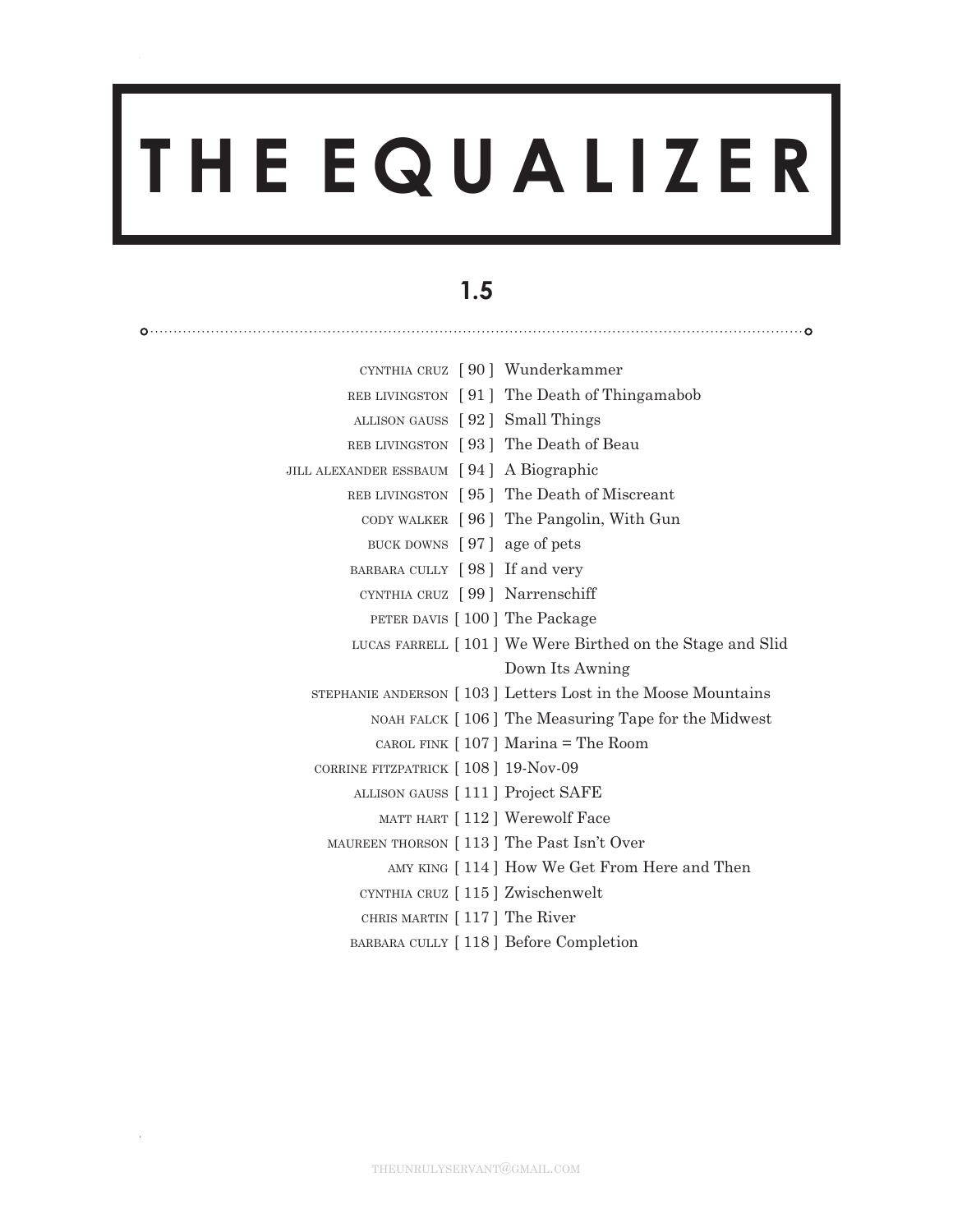# THE EQUALIZER

## 1.5

CYNTHIA CRUZ [ 90 ] Wunderkammer
REB LIVINGSTON [ 91 ] The Death of Thingamabob
ALLISON GAUSS [ 92 ] Small Things
REB LIVINGSTON [ 93 ] The Death of Beau
JILL ALEXANDER ESSBAUM [ 94 ] A Biographic
REB LIVINGSTON [ 95 ] The Death of Miscreant
CODY WALKER [ 96 ] The Pangolin, With Gun
BUCK DOWNS [ 97 ] age of pets
BARBARA CULLY [ 98 ] If and very
CYNTHIA CRUZ [ 99 ] Narrenschiff
PETER DAVIS [ 100 ] The Package
LUCAS FARRELL [ 101 ] We Were Birthed on the Stage and Slid Down Its Awning
STEPHANIE ANDERSON [ 103 ] Letters Lost in the Moose Mountains
NOAH FALCK [ 106 ] The Measuring Tape for the Midwest
CAROL FINK [ 107 ] Marina = The Room
CORRINE FITZPATRICK [ 108 ] 19-Nov-09
ALLISON GAUSS [ 111 ] Project SAFE
MATT HART [ 112 ] Werewolf Face
MAUREEN THORSON [ 113 ] The Past Isn't Over
AMY KING [ 114 ] How We Get From Here and Then
CYNTHIA CRUZ [ 115 ] Zwischenwelt
CHRIS MARTIN [ 117 ] The River
BARBARA CULLY [ 118 ] Before Completion

THEUNRULYSERVANT@GMAIL.COM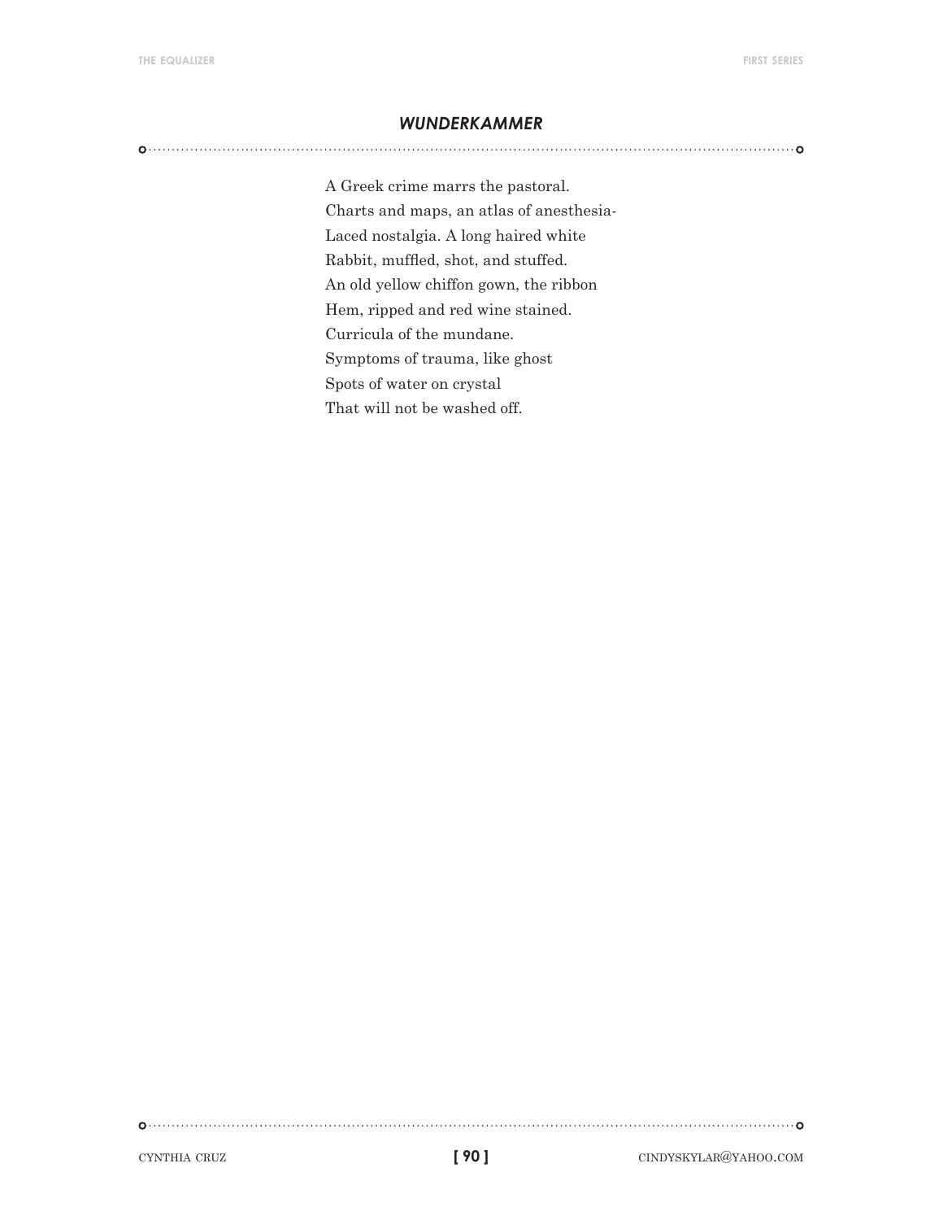## *WUNDERKAMMER*

A Greek crime marrs the pastoral.  
Charts and maps, an atlas of anesthesia-  
Laced nostalgia. A long haired white  
Rabbit, muffled, shot, and stuffed.  
An old yellow chiffon gown, the ribbon  
Hem, ripped and red wine stained.  
Curricula of the mundane.  
Symptoms of trauma, like ghost  
Spots of water on crystal  
That will not be washed off.

CYNTHIA CRUZ  
CINDYSKYLAR@YAHOO.COM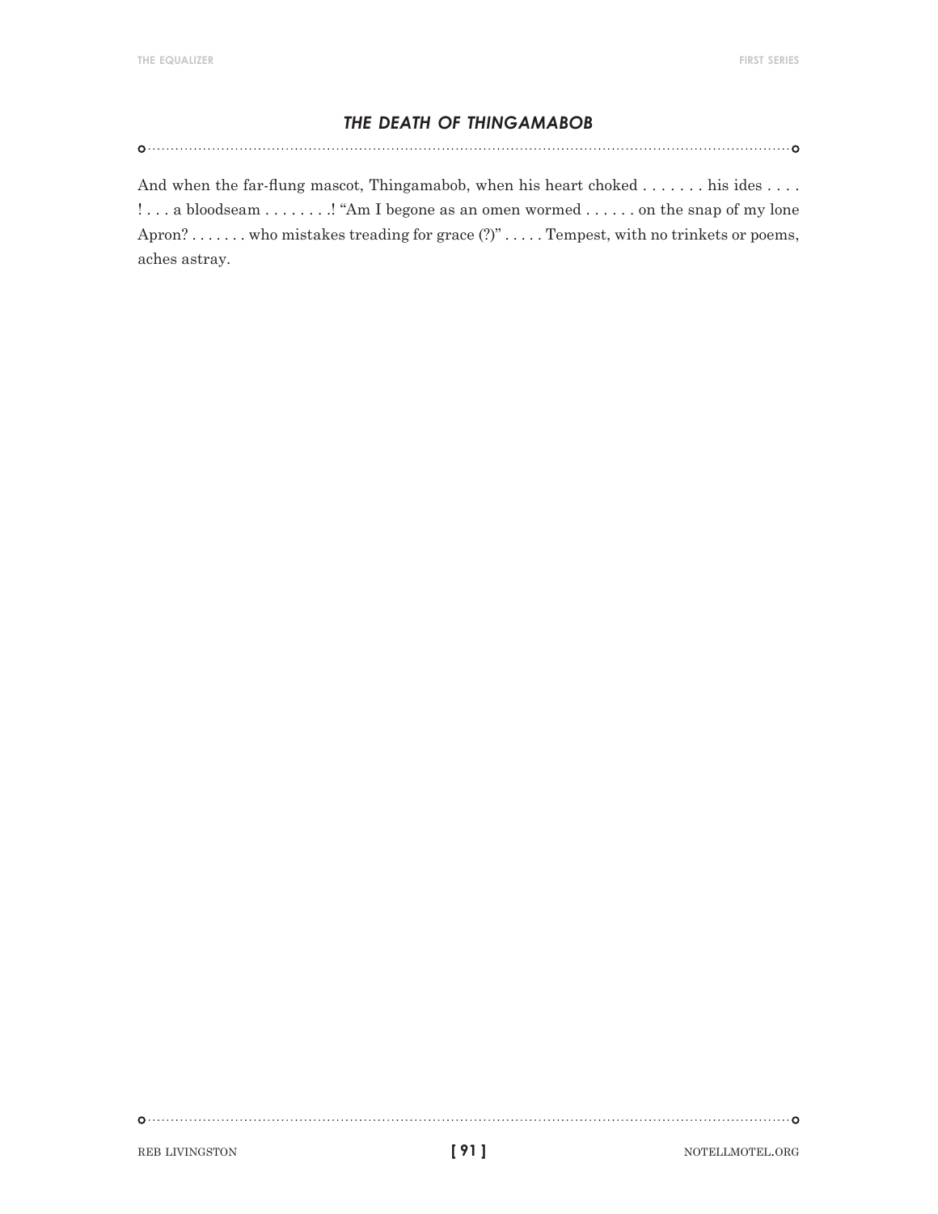## *THE DEATH OF THINGAMABOB*

And when the far-flung mascot, Thingamabob, when his heart choked . . . . . . . his ides . . . . ! . . . a bloodseam . . . . . . . .! “Am I begone as an omen wormed . . . . . . on the snap of my lone Apron? . . . . . . . who mistakes treading for grace (?)” . . . . . Tempest, with no trinkets or poems, aches astray.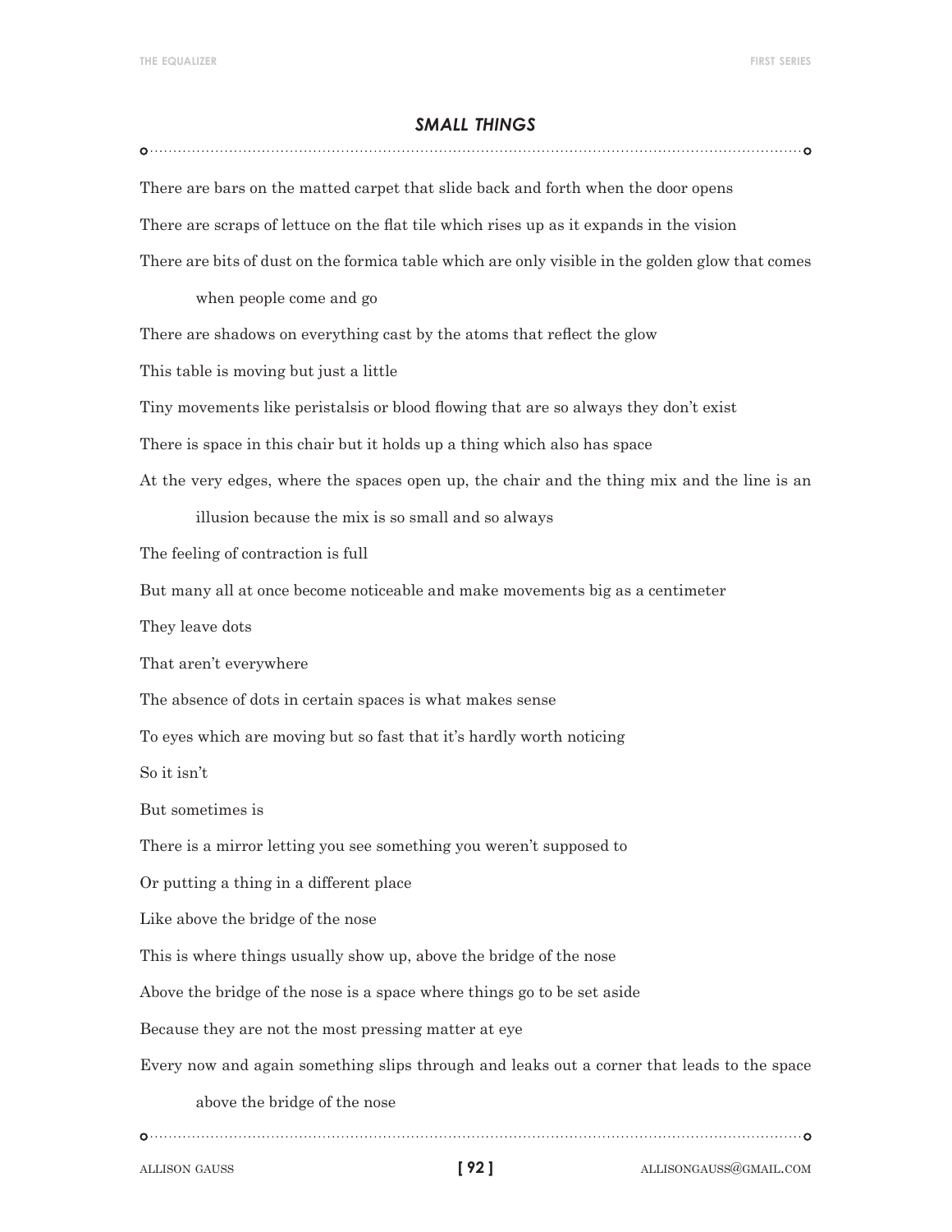## *SMALL THINGS*

There are bars on the matted carpet that slide back and forth when the door opens

There are scraps of lettuce on the flat tile which rises up as it expands in the vision

There are bits of dust on the formica table which are only visible in the golden glow that comes when people come and go

There are shadows on everything cast by the atoms that reflect the glow

This table is moving but just a little

Tiny movements like peristalsis or blood flowing that are so always they don't exist

There is space in this chair but it holds up a thing which also has space

At the very edges, where the spaces open up, the chair and the thing mix and the line is an illusion because the mix is so small and so always

The feeling of contraction is full

But many all at once become noticeable and make movements big as a centimeter

They leave dots

That aren't everywhere

The absence of dots in certain spaces is what makes sense

To eyes which are moving but so fast that it's hardly worth noticing

So it isn't

But sometimes is

There is a mirror letting you see something you weren't supposed to

Or putting a thing in a different place

Like above the bridge of the nose

This is where things usually show up, above the bridge of the nose

Above the bridge of the nose is a space where things go to be set aside

Because they are not the most pressing matter at eye

Every now and again something slips through and leaks out a corner that leads to the space above the bridge of the nose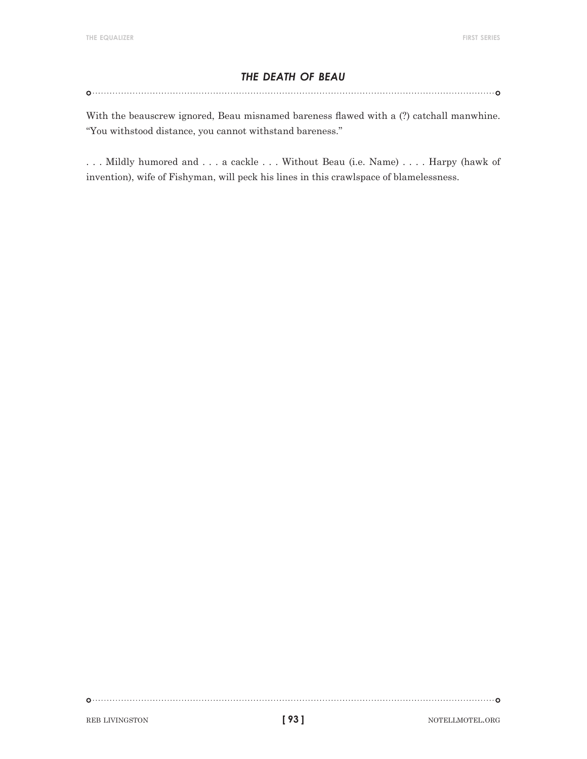## *THE DEATH OF BEAU*

With the beauscrew ignored, Beau misnamed bareness flawed with a (?) catchall manwhine. “You withstood distance, you cannot withstand bareness.”

. . . Mildly humored and . . . a cackle . . . Without Beau (i.e. Name) . . . . Harpy (hawk of invention), wife of Fishyman, will peck his lines in this crawlspace of blamelessness.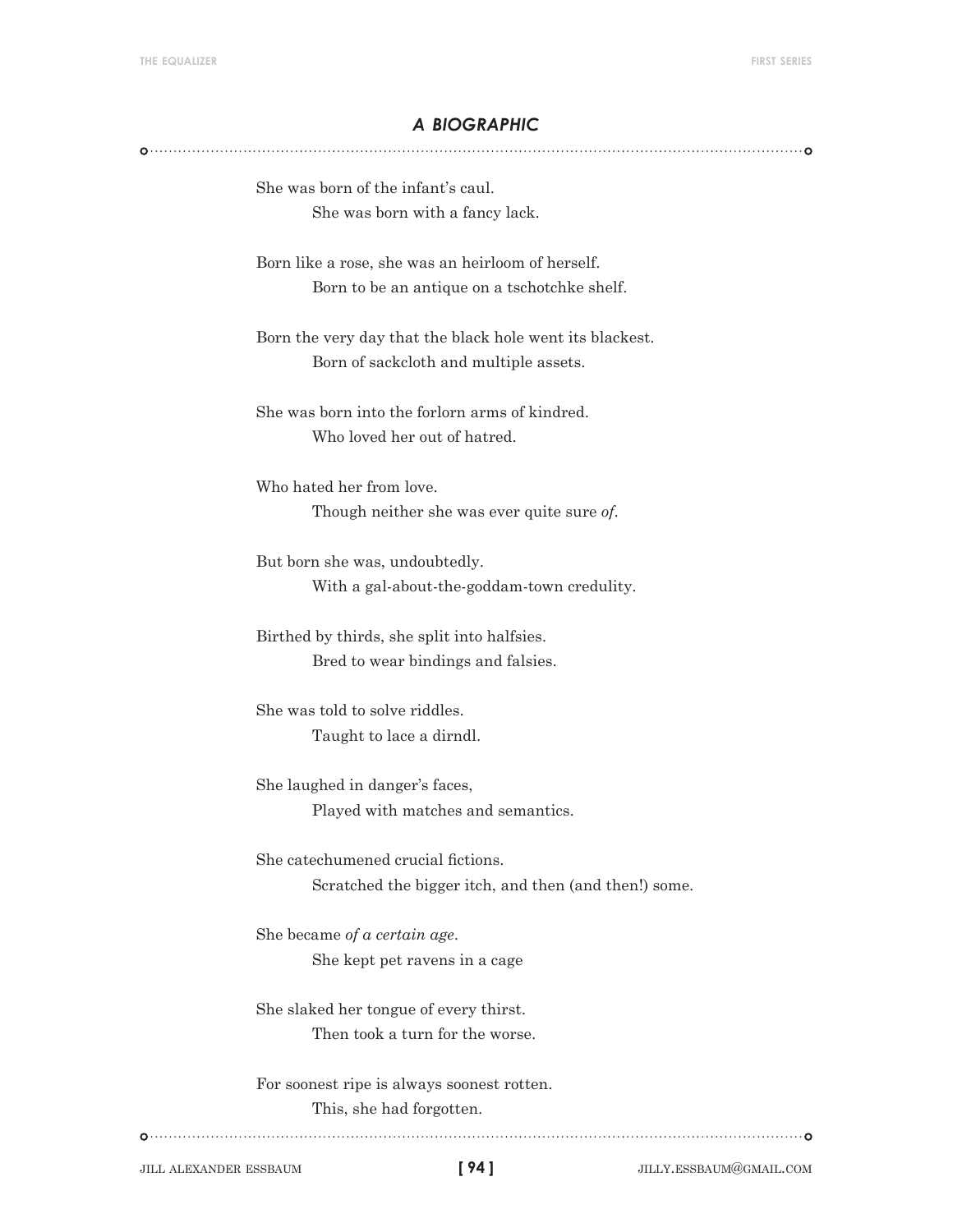## *A BIOGRAPHIC*

She was born of the infant's caul.
    She was born with a fancy lack.

Born like a rose, she was an heirloom of herself.
    Born to be an antique on a tschotchke shelf.

Born the very day that the black hole went its blackest.
    Born of sackcloth and multiple assets.

She was born into the forlorn arms of kindred.
    Who loved her out of hatred.

Who hated her from love.
    Though neither she was ever quite sure *of*.

But born she was, undoubtedly.
    With a gal-about-the-goddam-town credulity.

Birthed by thirds, she split into halfsies.
    Bred to wear bindings and falsies.

She was told to solve riddles.
    Taught to lace a dirndl.

She laughed in danger's faces,
    Played with matches and semantics.

She catechumened crucial fictions.
    Scratched the bigger itch, and then (and then!) some.

She became *of a certain age*.
    She kept pet ravens in a cage

She slaked her tongue of every thirst.
    Then took a turn for the worse.

For soonest ripe is always soonest rotten.
    This, she had forgotten.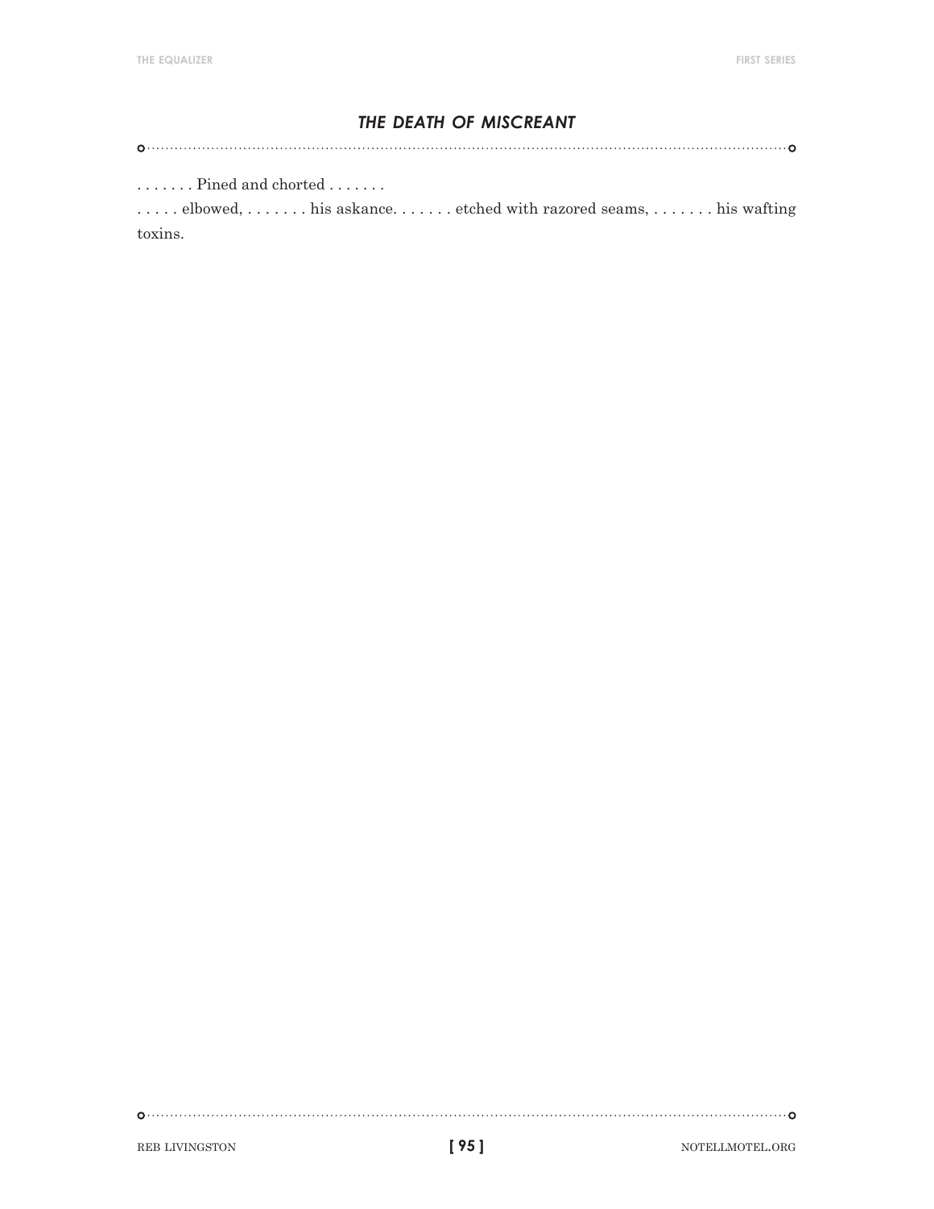### *THE DEATH OF MISCREANT*

. . . . . . . Pined and chorted . . . . . . .

. . . . . elbowed, . . . . . . . his askance. . . . . . . etched with razored seams, . . . . . . . his wafting toxins.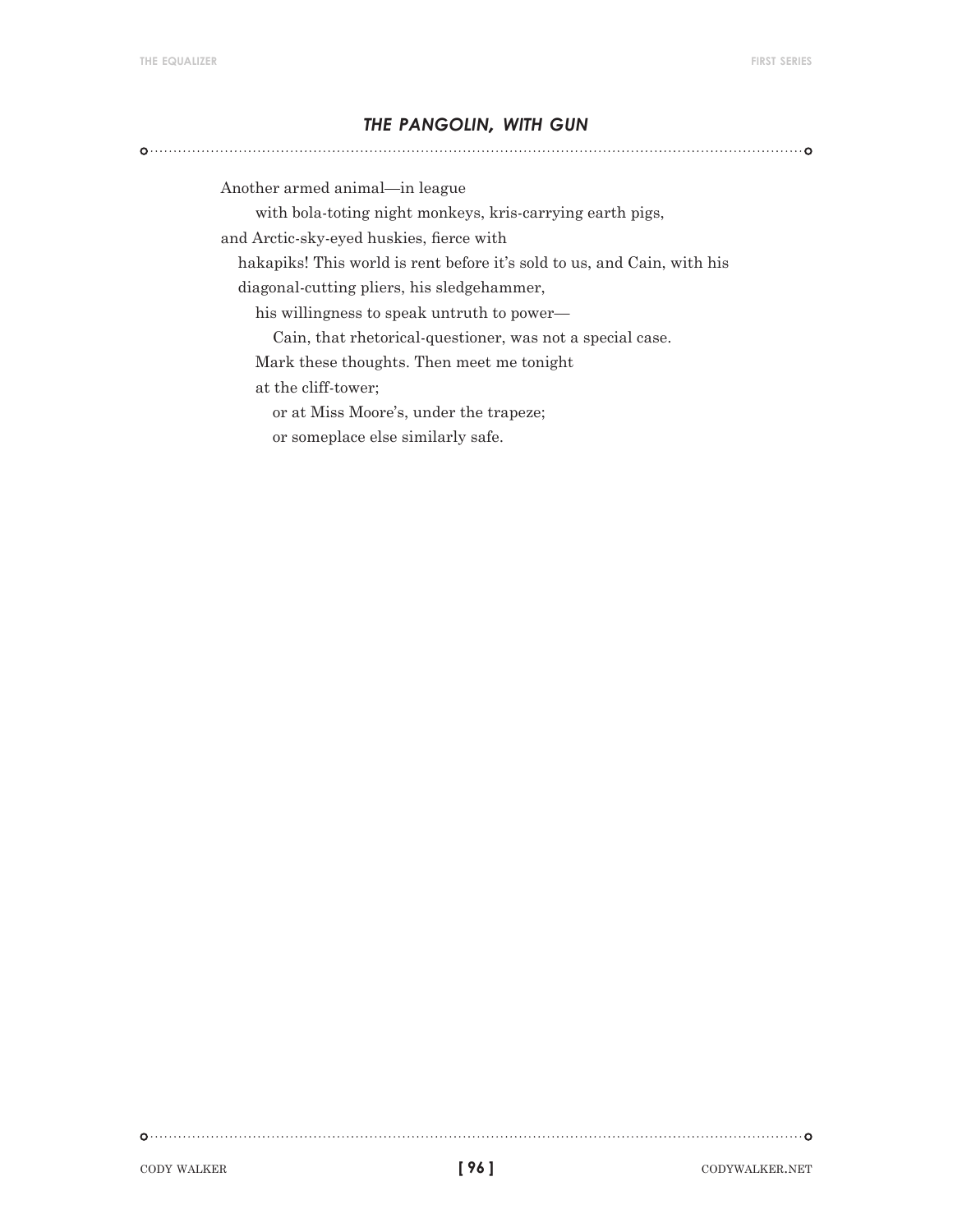## *THE PANGOLIN, WITH GUN*

Another armed animal—in league  
&emsp;&emsp;with bola-toting night monkeys, kris-carrying earth pigs,  
and Arctic-sky-eyed huskies, fierce with  
&emsp;hakapiks! This world is rent before it's sold to us, and Cain, with his  
&emsp;diagonal-cutting pliers, his sledgehammer,  
&emsp;&emsp;his willingness to speak untruth to power—  
&emsp;&emsp;&emsp;Cain, that rhetorical-questioner, was not a special case.  
&emsp;&emsp;Mark these thoughts. Then meet me tonight  
&emsp;&emsp;at the cliff-tower;  
&emsp;&emsp;&emsp;or at Miss Moore's, under the trapeze;  
&emsp;&emsp;&emsp;or someplace else similarly safe.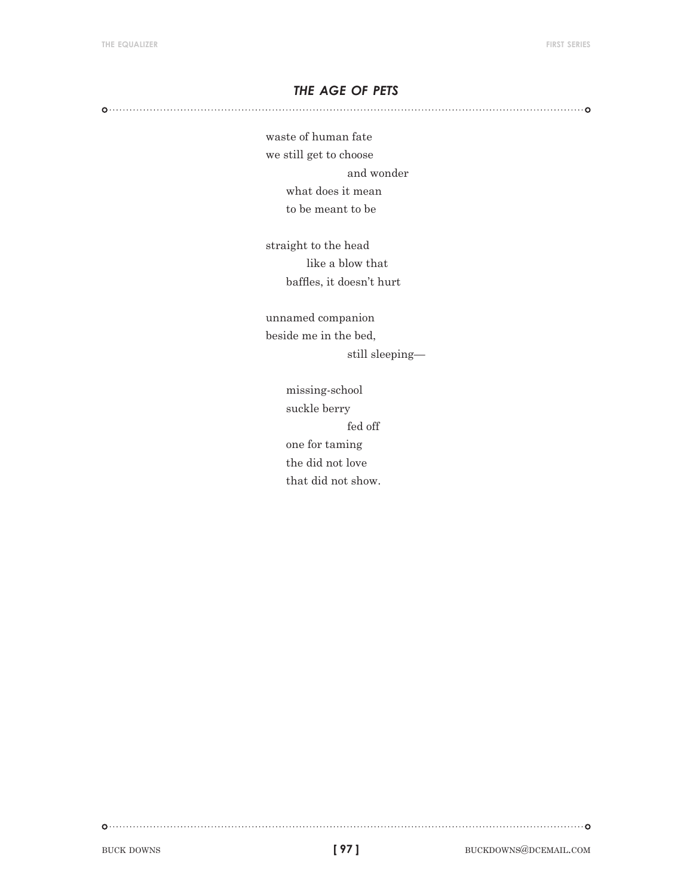## *THE AGE OF PETS*

waste of human fate  
we still get to choose  
&nbsp;&nbsp;&nbsp;&nbsp;&nbsp;&nbsp;&nbsp;&nbsp;&nbsp;&nbsp;&nbsp;&nbsp;&nbsp;&nbsp;&nbsp;&nbsp;&nbsp;&nbsp;&nbsp;&nbsp;and wonder  
&nbsp;&nbsp;&nbsp;&nbsp;&nbsp;&nbsp;what does it mean  
&nbsp;&nbsp;&nbsp;&nbsp;&nbsp;&nbsp;to be meant to be

straight to the head  
&nbsp;&nbsp;&nbsp;&nbsp;&nbsp;&nbsp;&nbsp;&nbsp;&nbsp;&nbsp;&nbsp;&nbsp;like a blow that  
&nbsp;&nbsp;&nbsp;&nbsp;&nbsp;&nbsp;baffles, it doesn't hurt

unnamed companion  
beside me in the bed,  
&nbsp;&nbsp;&nbsp;&nbsp;&nbsp;&nbsp;&nbsp;&nbsp;&nbsp;&nbsp;&nbsp;&nbsp;&nbsp;&nbsp;&nbsp;&nbsp;&nbsp;&nbsp;&nbsp;&nbsp;still sleeping—

&nbsp;&nbsp;&nbsp;&nbsp;&nbsp;&nbsp;missing-school  
&nbsp;&nbsp;&nbsp;&nbsp;&nbsp;&nbsp;suckle berry  
&nbsp;&nbsp;&nbsp;&nbsp;&nbsp;&nbsp;&nbsp;&nbsp;&nbsp;&nbsp;&nbsp;&nbsp;&nbsp;&nbsp;&nbsp;&nbsp;&nbsp;&nbsp;&nbsp;&nbsp;fed off  
&nbsp;&nbsp;&nbsp;&nbsp;&nbsp;&nbsp;one for taming  
&nbsp;&nbsp;&nbsp;&nbsp;&nbsp;&nbsp;the did not love  
&nbsp;&nbsp;&nbsp;&nbsp;&nbsp;&nbsp;that did not show.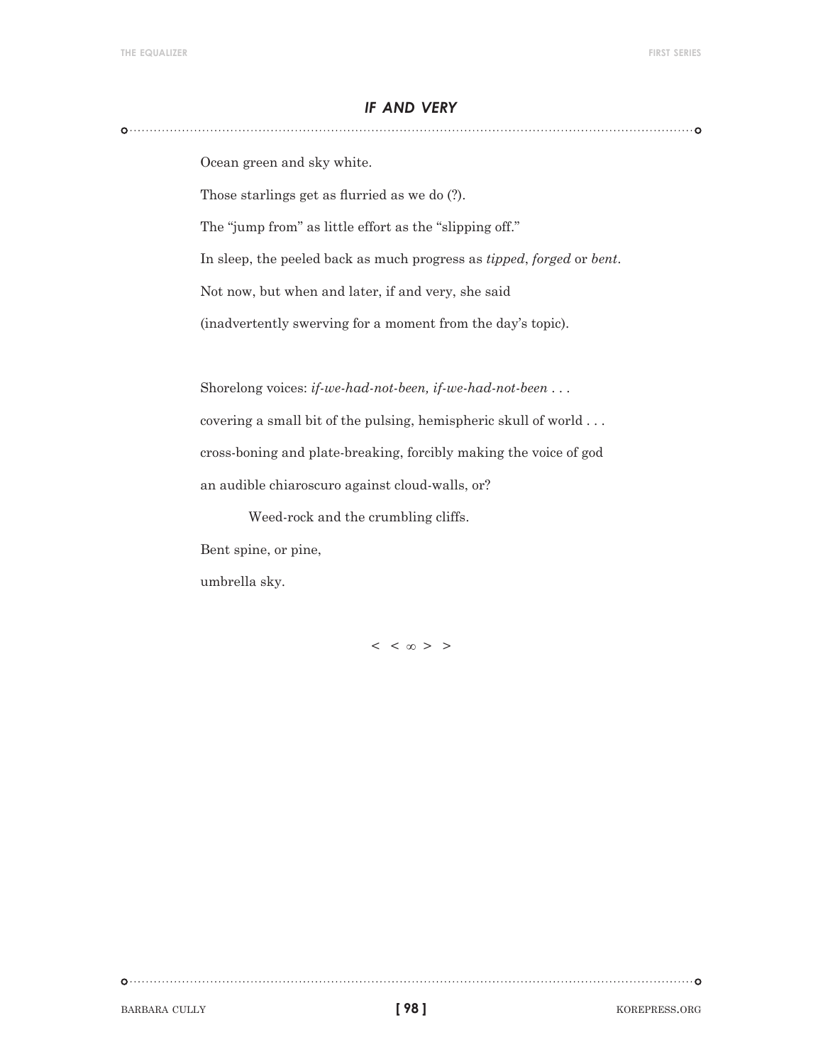## *IF AND VERY*

Ocean green and sky white.

Those starlings get as flurried as we do (?).

The “jump from” as little effort as the “slipping off.”

In sleep, the peeled back as much progress as *tipped*, *forged* or *bent*.

Not now, but when and later, if and very, she said

(inadvertently swerving for a moment from the day’s topic).

Shorelong voices: *if-we-had-not-been, if-we-had-not-been* . . .

covering a small bit of the pulsing, hemispheric skull of world . . .

cross-boning and plate-breaking, forcibly making the voice of god

an audible chiaroscuro against cloud-walls, or?

    Weed-rock and the crumbling cliffs.

Bent spine, or pine,

umbrella sky.

< < ∞ > >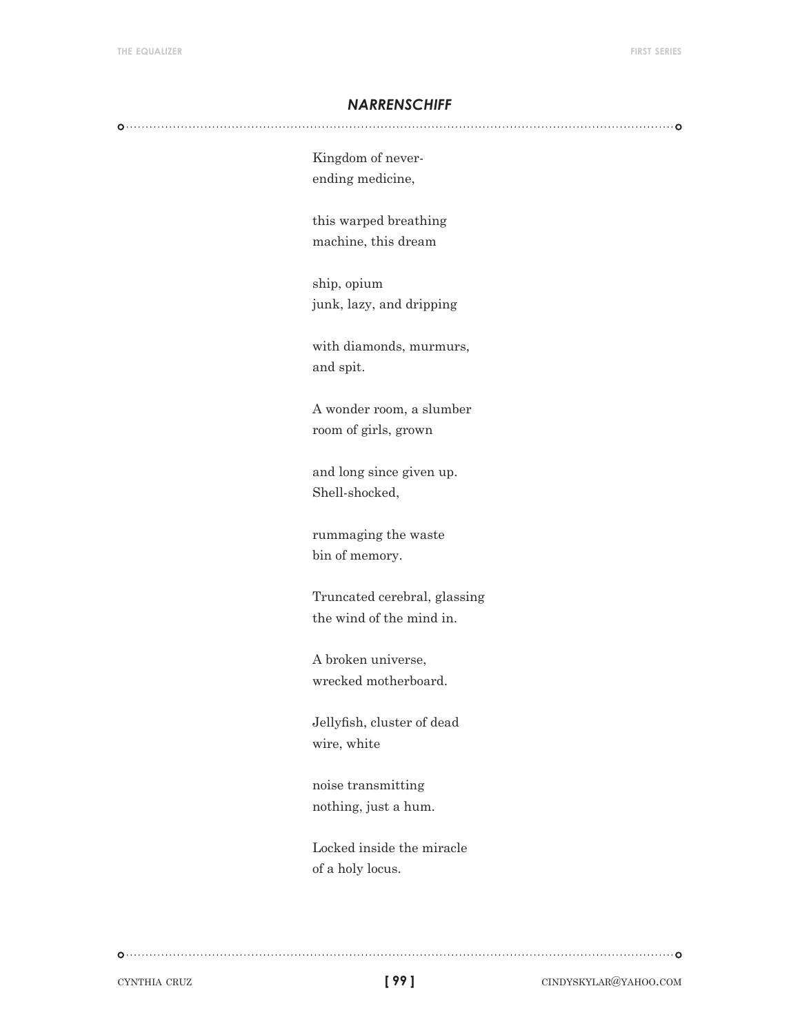## *NARRENSCHIFF*

Kingdom of never-  
ending medicine,

this warped breathing  
machine, this dream

ship, opium  
junk, lazy, and dripping

with diamonds, murmurs,  
and spit.

A wonder room, a slumber  
room of girls, grown

and long since given up.  
Shell-shocked,

rummaging the waste  
bin of memory.

Truncated cerebral, glassing  
the wind of the mind in.

A broken universe,  
wrecked motherboard.

Jellyfish, cluster of dead  
wire, white

noise transmitting  
nothing, just a hum.

Locked inside the miracle  
of a holy locus.

CYNTHIA CRUZ CINDYSKYLAR@YAHOO.COM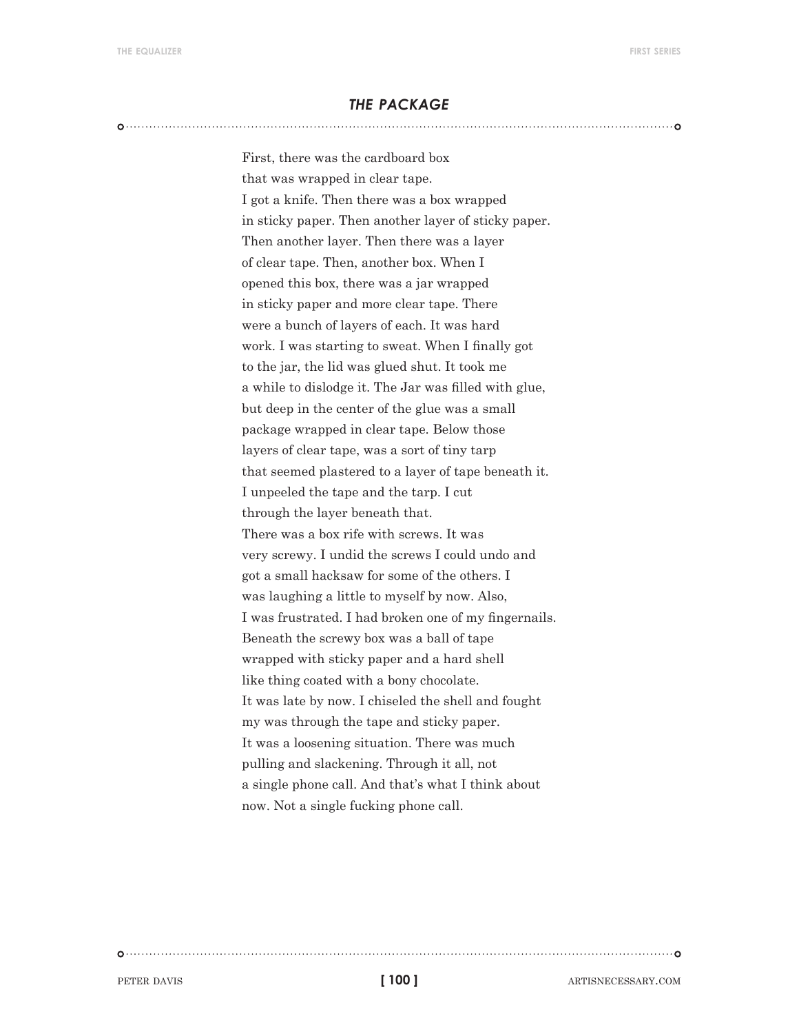## *THE PACKAGE*

First, there was the cardboard box  
that was wrapped in clear tape.  
I got a knife. Then there was a box wrapped  
in sticky paper. Then another layer of sticky paper.  
Then another layer. Then there was a layer  
of clear tape. Then, another box. When I  
opened this box, there was a jar wrapped  
in sticky paper and more clear tape. There  
were a bunch of layers of each. It was hard  
work. I was starting to sweat. When I finally got  
to the jar, the lid was glued shut. It took me  
a while to dislodge it. The Jar was filled with glue,  
but deep in the center of the glue was a small  
package wrapped in clear tape. Below those  
layers of clear tape, was a sort of tiny tarp  
that seemed plastered to a layer of tape beneath it.  
I unpeeled the tape and the tarp. I cut  
through the layer beneath that.  
There was a box rife with screws. It was  
very screwy. I undid the screws I could undo and  
got a small hacksaw for some of the others. I  
was laughing a little to myself by now. Also,  
I was frustrated. I had broken one of my fingernails.  
Beneath the screwy box was a ball of tape  
wrapped with sticky paper and a hard shell  
like thing coated with a bony chocolate.  
It was late by now. I chiseled the shell and fought  
my was through the tape and sticky paper.  
It was a loosening situation. There was much  
pulling and slackening. Through it all, not  
a single phone call. And that's what I think about  
now. Not a single fucking phone call.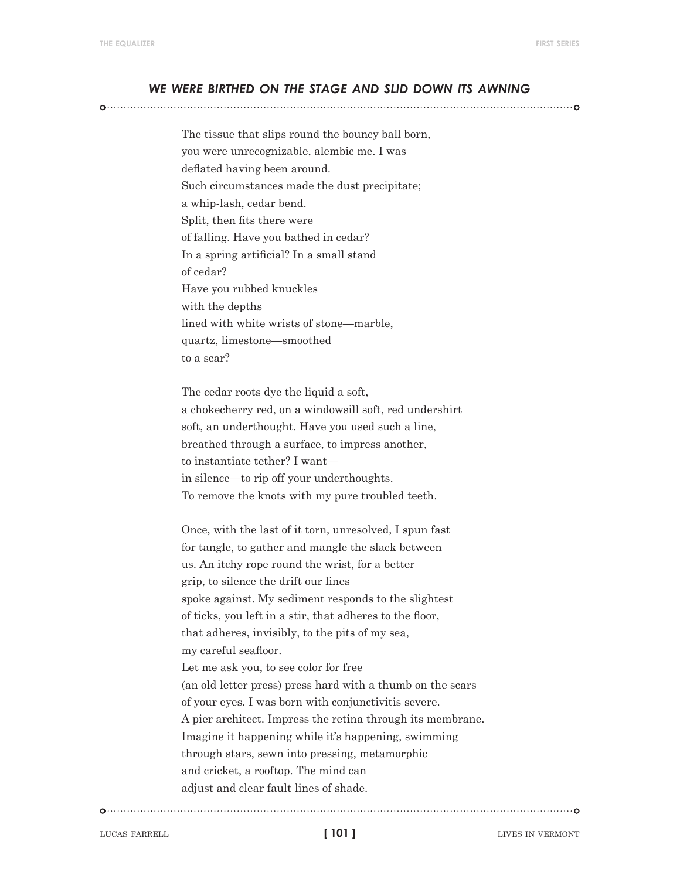## *WE WERE BIRTHED ON THE STAGE AND SLID DOWN ITS AWNING*

The tissue that slips round the bouncy ball born,  
you were unrecognizable, alembic me. I was  
deflated having been around.  
Such circumstances made the dust precipitate;  
a whip-lash, cedar bend.  
Split, then fits there were  
of falling. Have you bathed in cedar?  
In a spring artificial? In a small stand  
of cedar?  
Have you rubbed knuckles  
with the depths  
lined with white wrists of stone—marble,  
quartz, limestone—smoothed  
to a scar?

The cedar roots dye the liquid a soft,  
a chokecherry red, on a windowsill soft, red undershirt  
soft, an underthought. Have you used such a line,  
breathed through a surface, to impress another,  
to instantiate tether? I want—  
in silence—to rip off your underthoughts.  
To remove the knots with my pure troubled teeth.

Once, with the last of it torn, unresolved, I spun fast  
for tangle, to gather and mangle the slack between  
us. An itchy rope round the wrist, for a better  
grip, to silence the drift our lines  
spoke against. My sediment responds to the slightest  
of ticks, you left in a stir, that adheres to the floor,  
that adheres, invisibly, to the pits of my sea,  
my careful seafloor.  
Let me ask you, to see color for free  
(an old letter press) press hard with a thumb on the scars  
of your eyes. I was born with conjunctivitis severe.  
A pier architect. Impress the retina through its membrane.  
Imagine it happening while it's happening, swimming  
through stars, sewn into pressing, metamorphic  
and cricket, a rooftop. The mind can  
adjust and clear fault lines of shade.

LUCAS FARRELL — LIVES IN VERMONT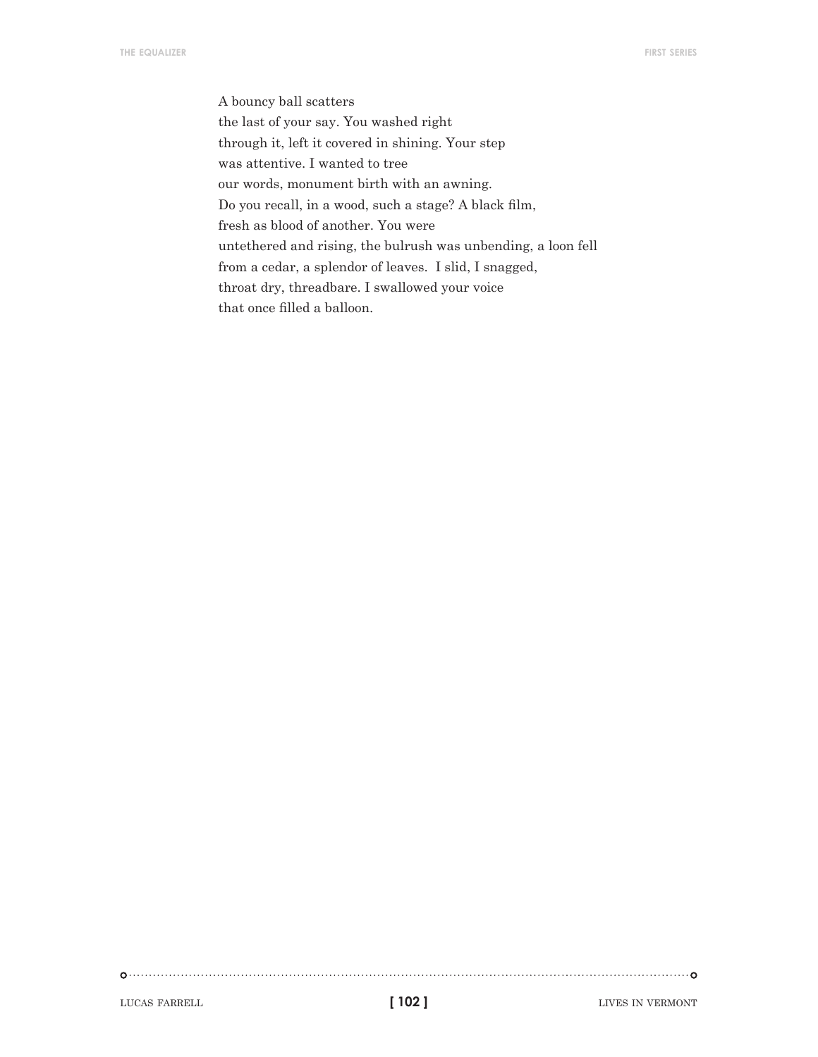A bouncy ball scatters  
the last of your say. You washed right  
through it, left it covered in shining. Your step  
was attentive. I wanted to tree  
our words, monument birth with an awning.  
Do you recall, in a wood, such a stage? A black film,  
fresh as blood of another. You were  
untethered and rising, the bulrush was unbending, a loon fell  
from a cedar, a splendor of leaves.  I slid, I snagged,  
throat dry, threadbare. I swallowed your voice  
that once filled a balloon.

LUCAS FARRELL LIVES IN VERMONT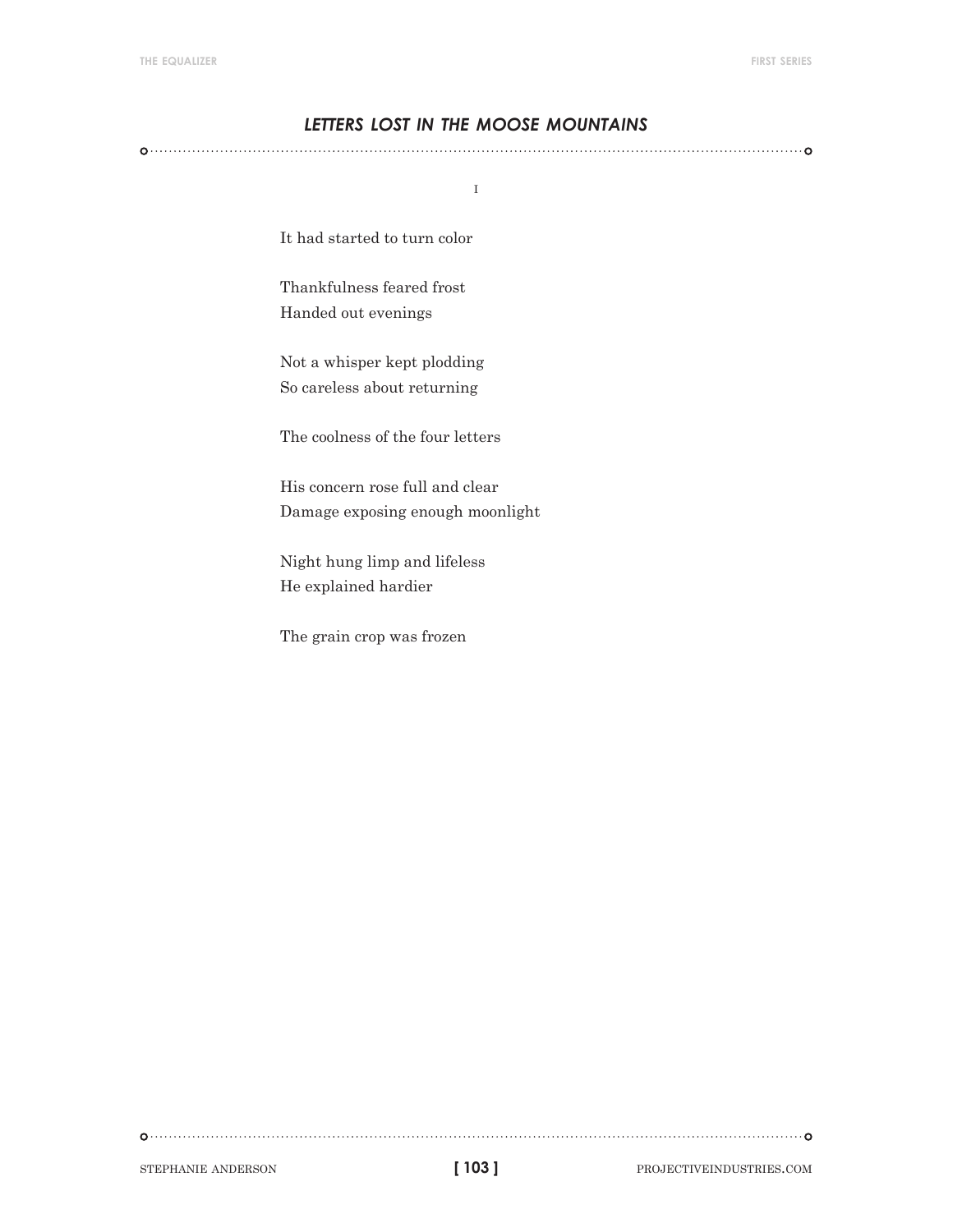## *LETTERS LOST IN THE MOOSE MOUNTAINS*

I

It had started to turn color

Thankfulness feared frost  
Handed out evenings

Not a whisper kept plodding  
So careless about returning

The coolness of the four letters

His concern rose full and clear  
Damage exposing enough moonlight

Night hung limp and lifeless  
He explained hardier

The grain crop was frozen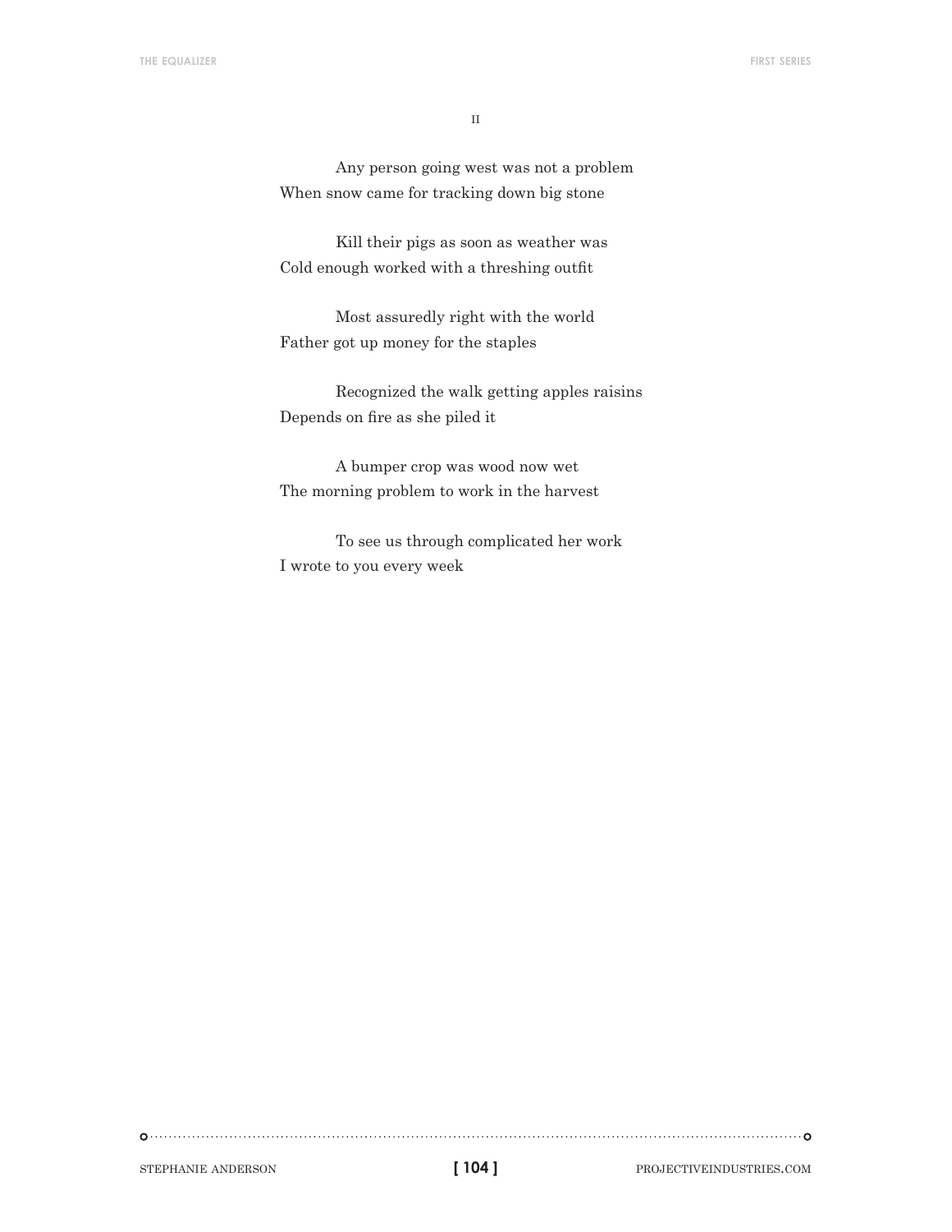II

Any person going west was not a problem
When snow came for tracking down big stone

Kill their pigs as soon as weather was
Cold enough worked with a threshing outfit

Most assuredly right with the world
Father got up money for the staples

Recognized the walk getting apples raisins
Depends on fire as she piled it

A bumper crop was wood now wet
The morning problem to work in the harvest

To see us through complicated her work
I wrote to you every week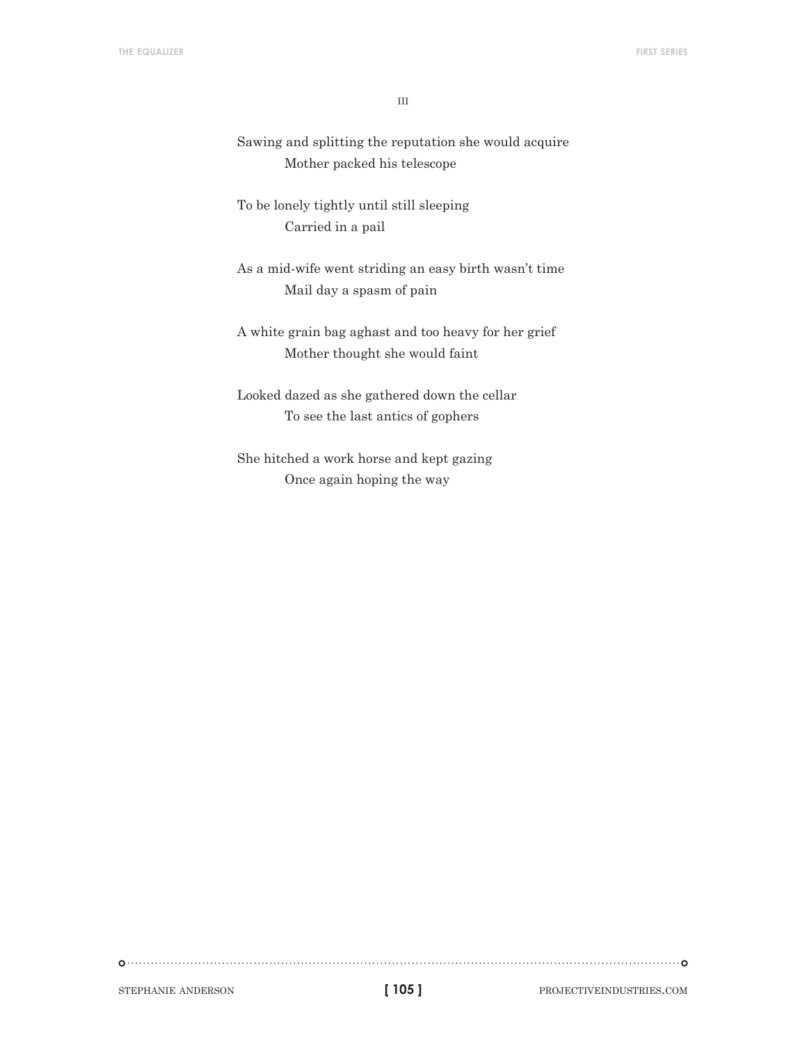III

Sawing and splitting the reputation she would acquire
&emsp;&emsp;&emsp;&emsp;Mother packed his telescope

To be lonely tightly until still sleeping
&emsp;&emsp;&emsp;&emsp;Carried in a pail

As a mid-wife went striding an easy birth wasn't time
&emsp;&emsp;&emsp;&emsp;Mail day a spasm of pain

A white grain bag aghast and too heavy for her grief
&emsp;&emsp;&emsp;&emsp;Mother thought she would faint

Looked dazed as she gathered down the cellar
&emsp;&emsp;&emsp;&emsp;To see the last antics of gophers

She hitched a work horse and kept gazing
&emsp;&emsp;&emsp;&emsp;Once again hoping the way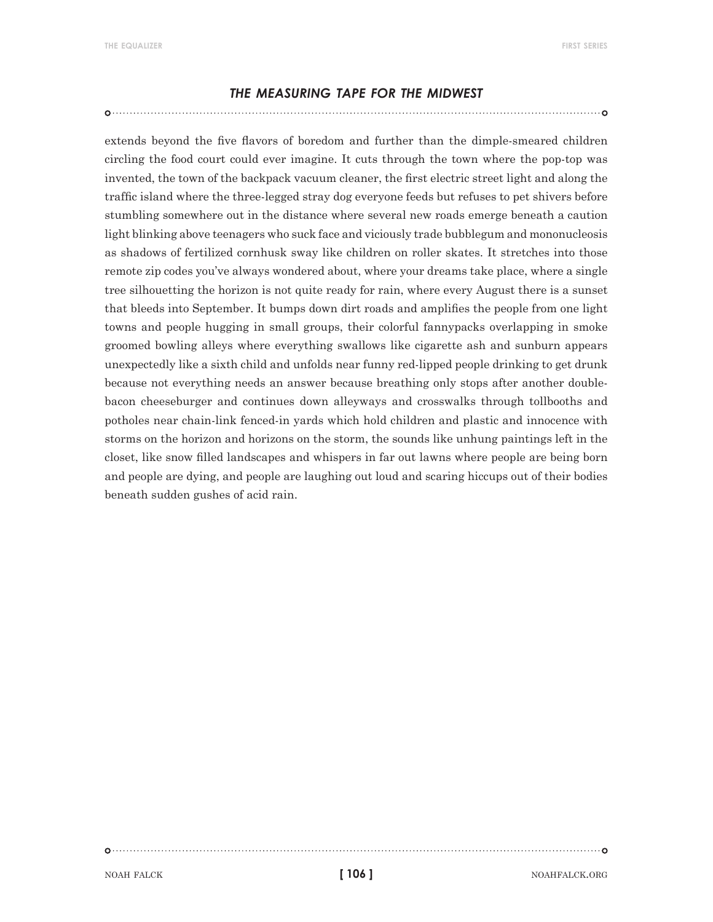## *THE MEASURING TAPE FOR THE MIDWEST*

extends beyond the five flavors of boredom and further than the dimple-smeared children circling the food court could ever imagine. It cuts through the town where the pop-top was invented, the town of the backpack vacuum cleaner, the first electric street light and along the traffic island where the three-legged stray dog everyone feeds but refuses to pet shivers before stumbling somewhere out in the distance where several new roads emerge beneath a caution light blinking above teenagers who suck face and viciously trade bubblegum and mononucleosis as shadows of fertilized cornhusk sway like children on roller skates. It stretches into those remote zip codes you've always wondered about, where your dreams take place, where a single tree silhouetting the horizon is not quite ready for rain, where every August there is a sunset that bleeds into September. It bumps down dirt roads and amplifies the people from one light towns and people hugging in small groups, their colorful fannypacks overlapping in smoke groomed bowling alleys where everything swallows like cigarette ash and sunburn appears unexpectedly like a sixth child and unfolds near funny red-lipped people drinking to get drunk because not everything needs an answer because breathing only stops after another double-bacon cheeseburger and continues down alleyways and crosswalks through tollbooths and potholes near chain-link fenced-in yards which hold children and plastic and innocence with storms on the horizon and horizons on the storm, the sounds like unhung paintings left in the closet, like snow filled landscapes and whispers in far out lawns where people are being born and people are dying, and people are laughing out loud and scaring hiccups out of their bodies beneath sudden gushes of acid rain.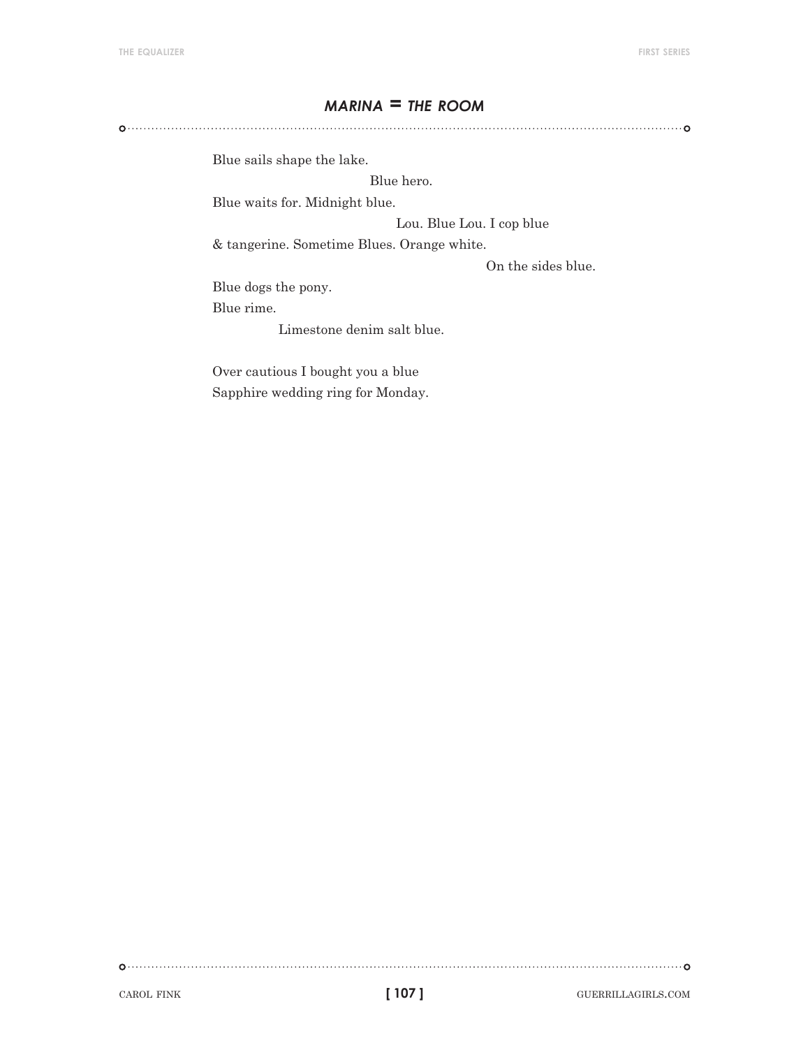## *MARINA = THE ROOM*

Blue sails shape the lake.

Blue hero.

Blue waits for. Midnight blue.

Lou. Blue Lou. I cop blue

& tangerine. Sometime Blues. Orange white.

On the sides blue.

Blue dogs the pony.

Blue rime.

Limestone denim salt blue.

Over cautious I bought you a blue

Sapphire wedding ring for Monday.

CAROL FINK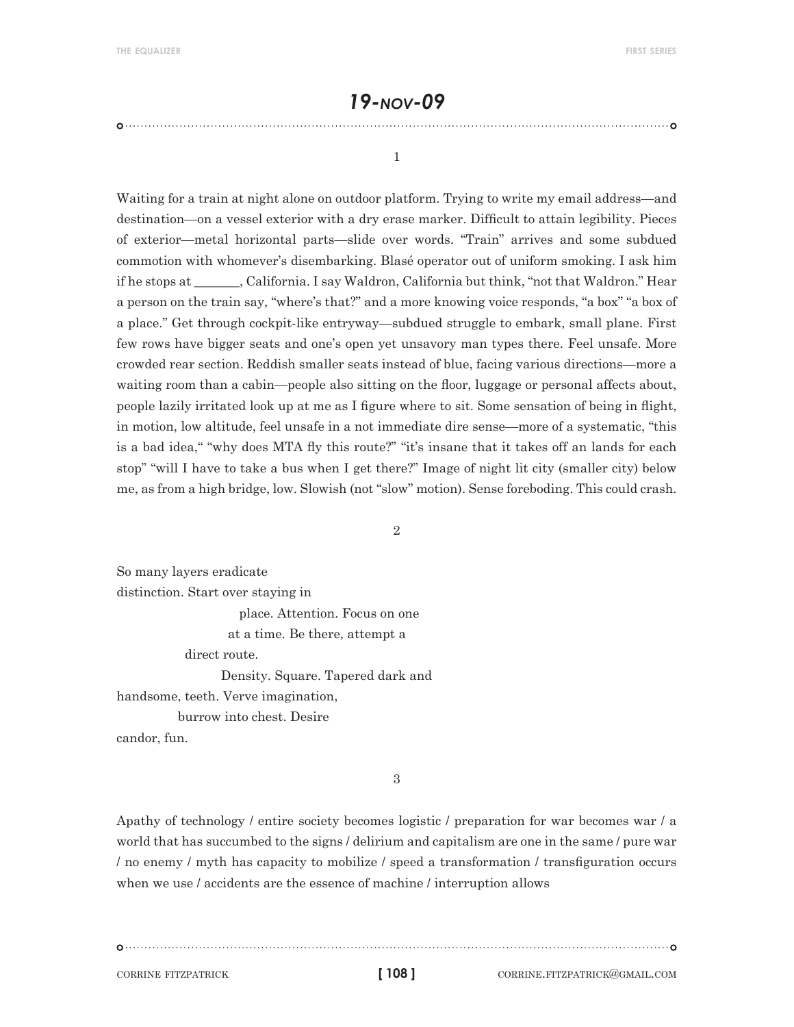# *19-NOV-09*

1

Waiting for a train at night alone on outdoor platform. Trying to write my email address—and destination—on a vessel exterior with a dry erase marker. Difficult to attain legibility. Pieces of exterior—metal horizontal parts—slide over words. "Train" arrives and some subdued commotion with whomever's disembarking. Blasé operator out of uniform smoking. I ask him if he stops at _______, California. I say Waldron, California but think, "not that Waldron." Hear a person on the train say, "where's that?" and a more knowing voice responds, "a box" "a box of a place." Get through cockpit-like entryway—subdued struggle to embark, small plane. First few rows have bigger seats and one's open yet unsavory man types there. Feel unsafe. More crowded rear section. Reddish smaller seats instead of blue, facing various directions—more a waiting room than a cabin—people also sitting on the floor, luggage or personal affects about, people lazily irritated look up at me as I figure where to sit. Some sensation of being in flight, in motion, low altitude, feel unsafe in a not immediate dire sense—more of a systematic, "this is a bad idea," "why does MTA fly this route?" "it's insane that it takes off an lands for each stop" "will I have to take a bus when I get there?" Image of night lit city (smaller city) below me, as from a high bridge, low. Slowish (not "slow" motion). Sense foreboding. This could crash.

2

So many layers eradicate  
distinction. Start over staying in  
                                place. Attention. Focus on one  
                              at a time. Be there, attempt a  
                   direct route.  
                              Density. Square. Tapered dark and  
handsome, teeth. Verve imagination,  
                 burrow into chest. Desire  
candor, fun.

3

Apathy of technology / entire society becomes logistic / preparation for war becomes war / a world that has succumbed to the signs / delirium and capitalism are one in the same / pure war / no enemy / myth has capacity to mobilize / speed a transformation / transfiguration occurs when we use / accidents are the essence of machine / interruption allows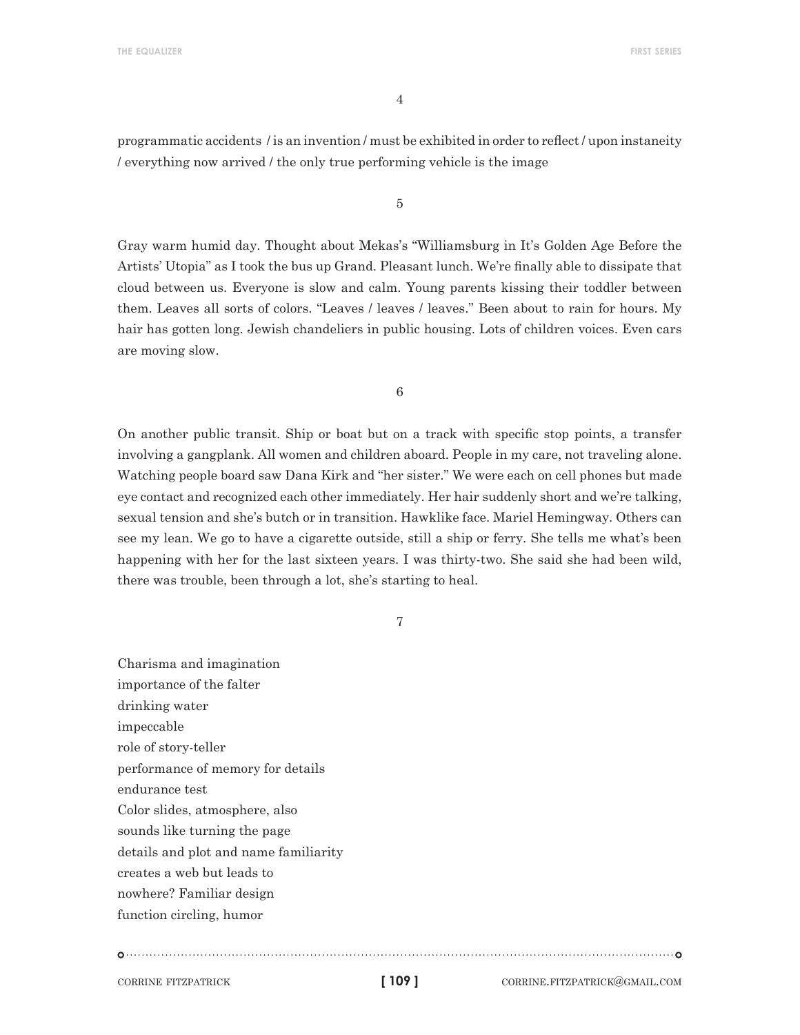4

programmatic accidents / is an invention / must be exhibited in order to reflect / upon instaneity / everything now arrived / the only true performing vehicle is the image

5

Gray warm humid day. Thought about Mekas's "Williamsburg in It's Golden Age Before the Artists' Utopia" as I took the bus up Grand. Pleasant lunch. We're finally able to dissipate that cloud between us. Everyone is slow and calm. Young parents kissing their toddler between them. Leaves all sorts of colors. "Leaves / leaves / leaves." Been about to rain for hours. My hair has gotten long. Jewish chandeliers in public housing. Lots of children voices. Even cars are moving slow.

6

On another public transit. Ship or boat but on a track with specific stop points, a transfer involving a gangplank. All women and children aboard. People in my care, not traveling alone. Watching people board saw Dana Kirk and "her sister." We were each on cell phones but made eye contact and recognized each other immediately. Her hair suddenly short and we're talking, sexual tension and she's butch or in transition. Hawklike face. Mariel Hemingway. Others can see my lean. We go to have a cigarette outside, still a ship or ferry. She tells me what's been happening with her for the last sixteen years. I was thirty-two. She said she had been wild, there was trouble, been through a lot, she's starting to heal.

7

Charisma and imagination  
importance of the falter  
drinking water  
impeccable  
role of story-teller  
performance of memory for details  
endurance test  
Color slides, atmosphere, also  
sounds like turning the page  
details and plot and name familiarity  
creates a web but leads to  
nowhere? Familiar design  
function circling, humor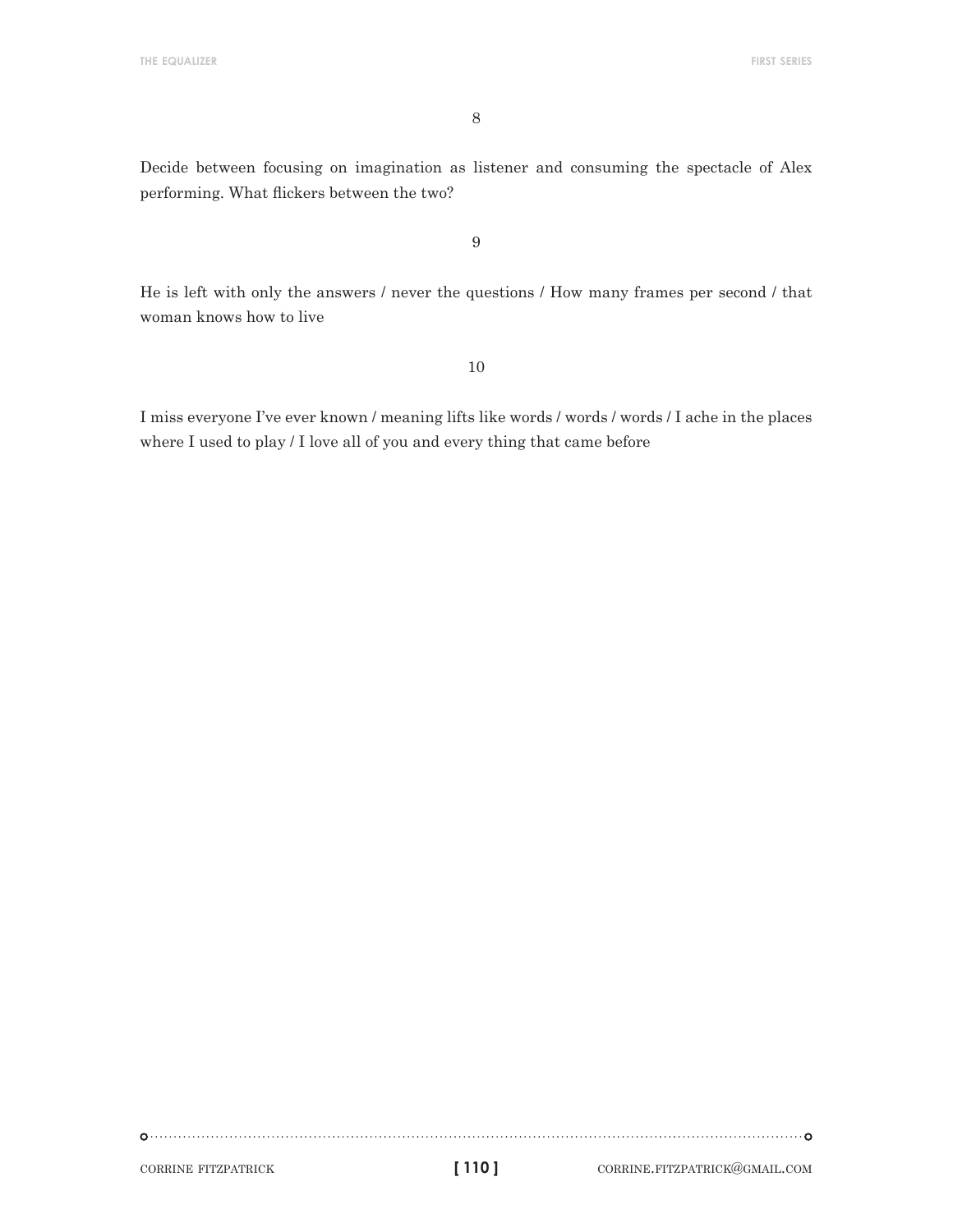8

Decide between focusing on imagination as listener and consuming the spectacle of Alex performing. What flickers between the two?

9

He is left with only the answers / never the questions / How many frames per second / that woman knows how to live

10

I miss everyone I've ever known / meaning lifts like words / words / words / I ache in the places where I used to play / I love all of you and every thing that came before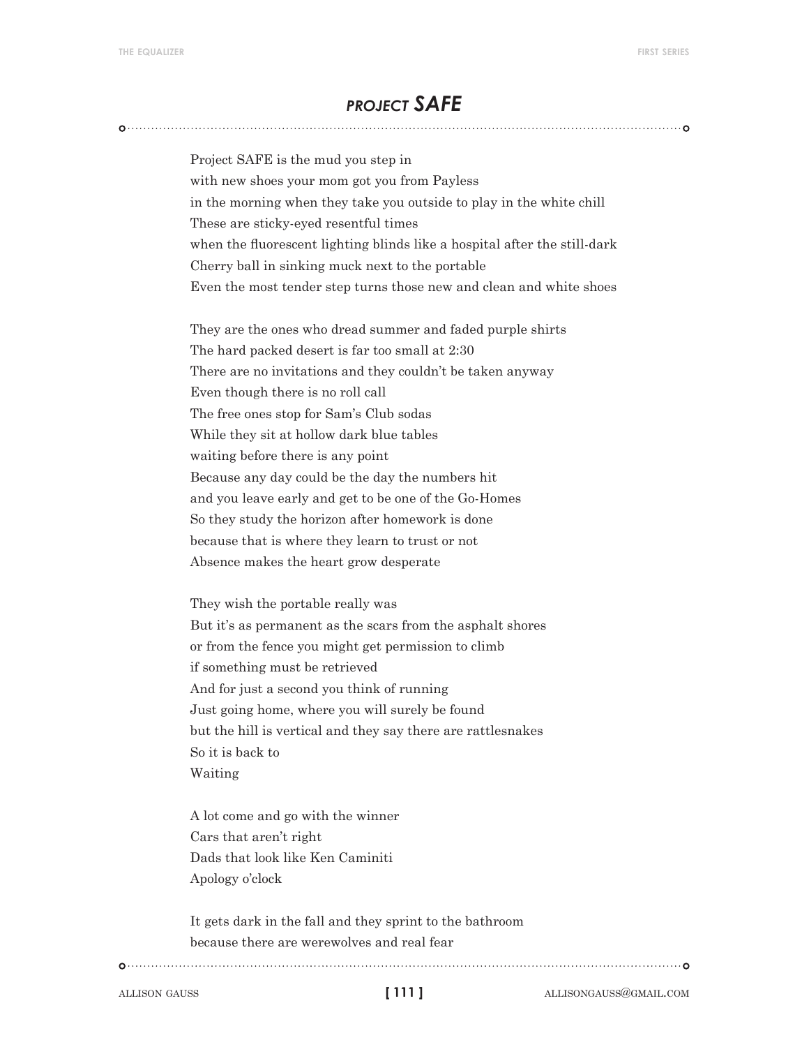## *PROJECT SAFE*

Project SAFE is the mud you step in
with new shoes your mom got you from Payless
in the morning when they take you outside to play in the white chill
These are sticky-eyed resentful times
when the fluorescent lighting blinds like a hospital after the still-dark
Cherry ball in sinking muck next to the portable
Even the most tender step turns those new and clean and white shoes

They are the ones who dread summer and faded purple shirts
The hard packed desert is far too small at 2:30
There are no invitations and they couldn't be taken anyway
Even though there is no roll call
The free ones stop for Sam's Club sodas
While they sit at hollow dark blue tables
waiting before there is any point
Because any day could be the day the numbers hit
and you leave early and get to be one of the Go-Homes
So they study the horizon after homework is done
because that is where they learn to trust or not
Absence makes the heart grow desperate

They wish the portable really was
But it's as permanent as the scars from the asphalt shores
or from the fence you might get permission to climb
if something must be retrieved
And for just a second you think of running
Just going home, where you will surely be found
but the hill is vertical and they say there are rattlesnakes
So it is back to
Waiting

A lot come and go with the winner
Cars that aren't right
Dads that look like Ken Caminiti
Apology o'clock

It gets dark in the fall and they sprint to the bathroom
because there are werewolves and real fear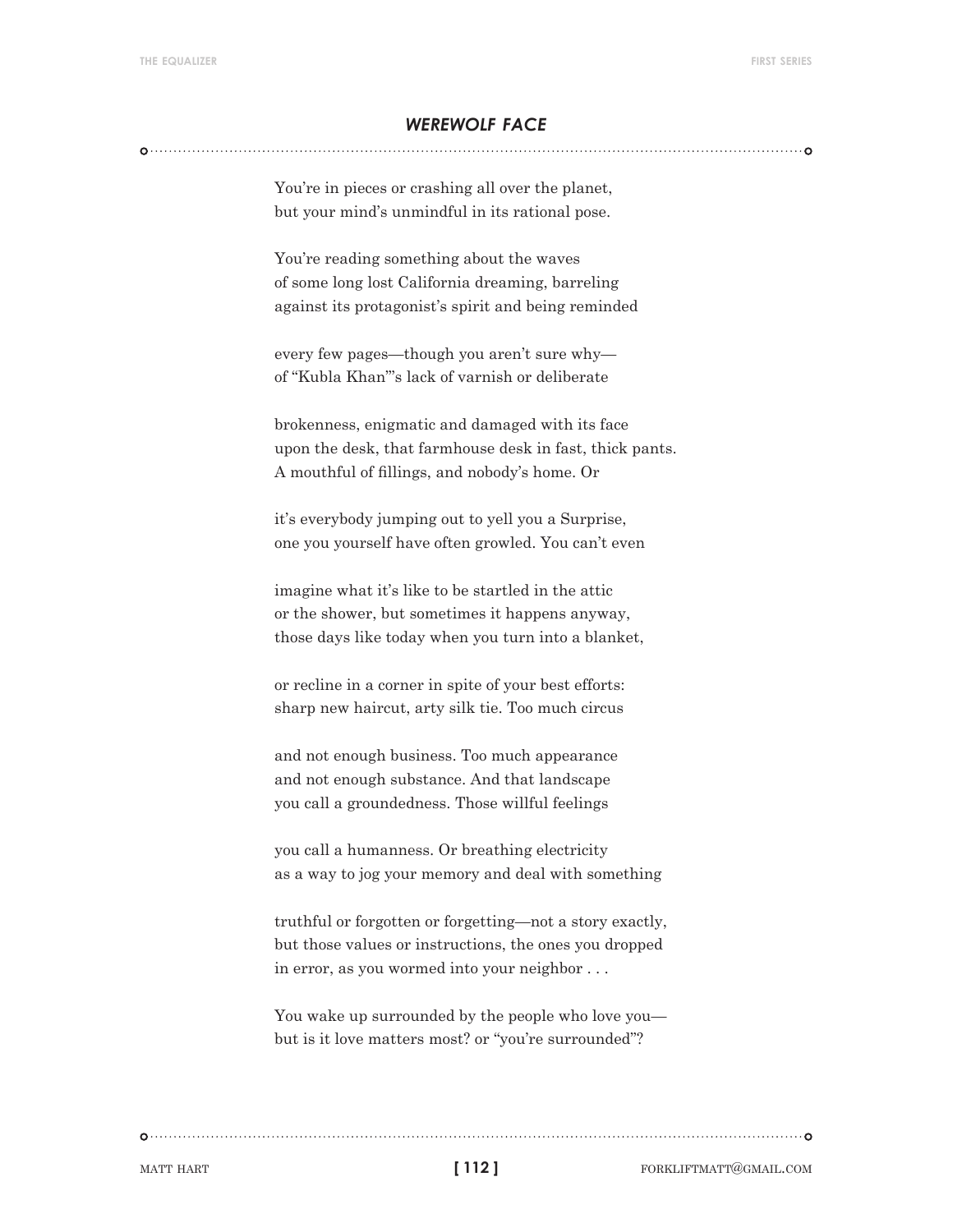## *WEREWOLF FACE*

You're in pieces or crashing all over the planet,  
but your mind's unmindful in its rational pose.

You're reading something about the waves  
of some long lost California dreaming, barreling  
against its protagonist's spirit and being reminded

every few pages—though you aren't sure why—  
of "Kubla Khan"'s lack of varnish or deliberate

brokenness, enigmatic and damaged with its face  
upon the desk, that farmhouse desk in fast, thick pants.  
A mouthful of fillings, and nobody's home. Or

it's everybody jumping out to yell you a Surprise,  
one you yourself have often growled. You can't even

imagine what it's like to be startled in the attic  
or the shower, but sometimes it happens anyway,  
those days like today when you turn into a blanket,

or recline in a corner in spite of your best efforts:  
sharp new haircut, arty silk tie. Too much circus

and not enough business. Too much appearance  
and not enough substance. And that landscape  
you call a groundedness. Those willful feelings

you call a humanness. Or breathing electricity  
as a way to jog your memory and deal with something

truthful or forgotten or forgetting—not a story exactly,  
but those values or instructions, the ones you dropped  
in error, as you wormed into your neighbor . . .

You wake up surrounded by the people who love you—  
but is it love matters most? or "you're surrounded"?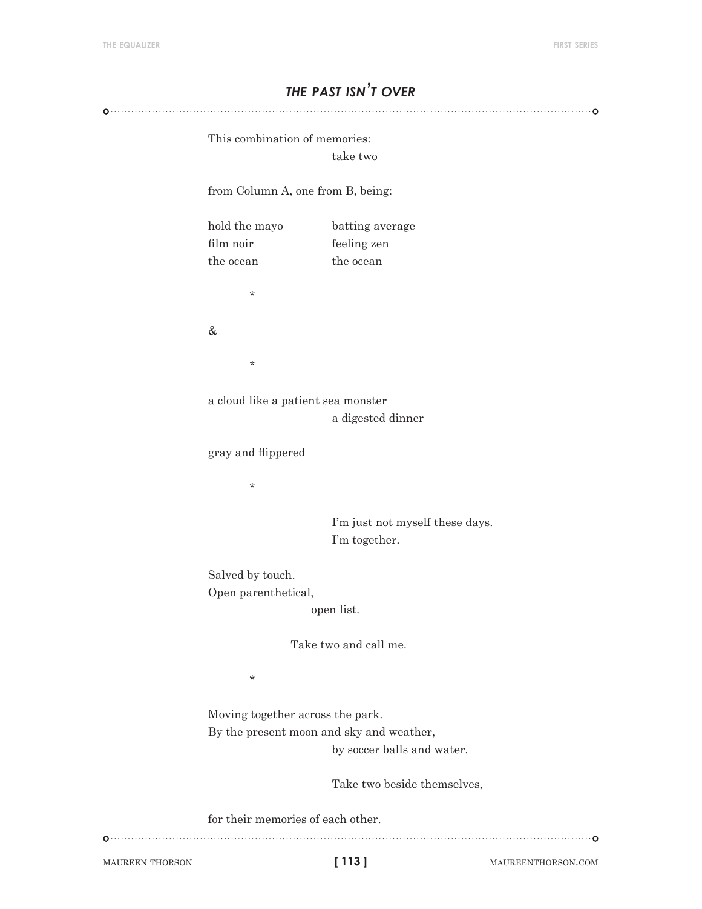## *THE PAST ISN'T OVER*

This combination of memories:
&nbsp;&nbsp;&nbsp;&nbsp;&nbsp;&nbsp;&nbsp;&nbsp;&nbsp;&nbsp;&nbsp;&nbsp;&nbsp;&nbsp;&nbsp;&nbsp;&nbsp;&nbsp;&nbsp;&nbsp;&nbsp;&nbsp;&nbsp;&nbsp;take two

from Column A, one from B, being:

| | |
|---|---|
| hold the mayo | batting average |
| film noir | feeling zen |
| the ocean | the ocean |

&nbsp;&nbsp;&nbsp;&nbsp;&nbsp;&nbsp;&nbsp;&nbsp;*

&

&nbsp;&nbsp;&nbsp;&nbsp;&nbsp;&nbsp;&nbsp;&nbsp;*

a cloud like a patient sea monster
&nbsp;&nbsp;&nbsp;&nbsp;&nbsp;&nbsp;&nbsp;&nbsp;&nbsp;&nbsp;&nbsp;&nbsp;&nbsp;&nbsp;&nbsp;&nbsp;&nbsp;&nbsp;&nbsp;&nbsp;&nbsp;&nbsp;&nbsp;&nbsp;a digested dinner

gray and flippered

&nbsp;&nbsp;&nbsp;&nbsp;&nbsp;&nbsp;&nbsp;&nbsp;*

&nbsp;&nbsp;&nbsp;&nbsp;&nbsp;&nbsp;&nbsp;&nbsp;&nbsp;&nbsp;&nbsp;&nbsp;&nbsp;&nbsp;&nbsp;&nbsp;&nbsp;&nbsp;&nbsp;&nbsp;&nbsp;&nbsp;&nbsp;&nbsp;I'm just not myself these days.
&nbsp;&nbsp;&nbsp;&nbsp;&nbsp;&nbsp;&nbsp;&nbsp;&nbsp;&nbsp;&nbsp;&nbsp;&nbsp;&nbsp;&nbsp;&nbsp;&nbsp;&nbsp;&nbsp;&nbsp;&nbsp;&nbsp;&nbsp;&nbsp;I'm together.

Salved by touch.
Open parenthetical,
&nbsp;&nbsp;&nbsp;&nbsp;&nbsp;&nbsp;&nbsp;&nbsp;&nbsp;&nbsp;&nbsp;&nbsp;&nbsp;&nbsp;&nbsp;&nbsp;&nbsp;&nbsp;&nbsp;&nbsp;open list.

&nbsp;&nbsp;&nbsp;&nbsp;&nbsp;&nbsp;&nbsp;&nbsp;&nbsp;&nbsp;&nbsp;&nbsp;&nbsp;&nbsp;&nbsp;&nbsp;Take two and call me.

&nbsp;&nbsp;&nbsp;&nbsp;&nbsp;&nbsp;&nbsp;&nbsp;*

Moving together across the park.
By the present moon and sky and weather,
&nbsp;&nbsp;&nbsp;&nbsp;&nbsp;&nbsp;&nbsp;&nbsp;&nbsp;&nbsp;&nbsp;&nbsp;&nbsp;&nbsp;&nbsp;&nbsp;&nbsp;&nbsp;&nbsp;&nbsp;&nbsp;&nbsp;&nbsp;&nbsp;by soccer balls and water.

&nbsp;&nbsp;&nbsp;&nbsp;&nbsp;&nbsp;&nbsp;&nbsp;&nbsp;&nbsp;&nbsp;&nbsp;&nbsp;&nbsp;&nbsp;&nbsp;&nbsp;&nbsp;&nbsp;&nbsp;&nbsp;&nbsp;&nbsp;&nbsp;Take two beside themselves,

for their memories of each other.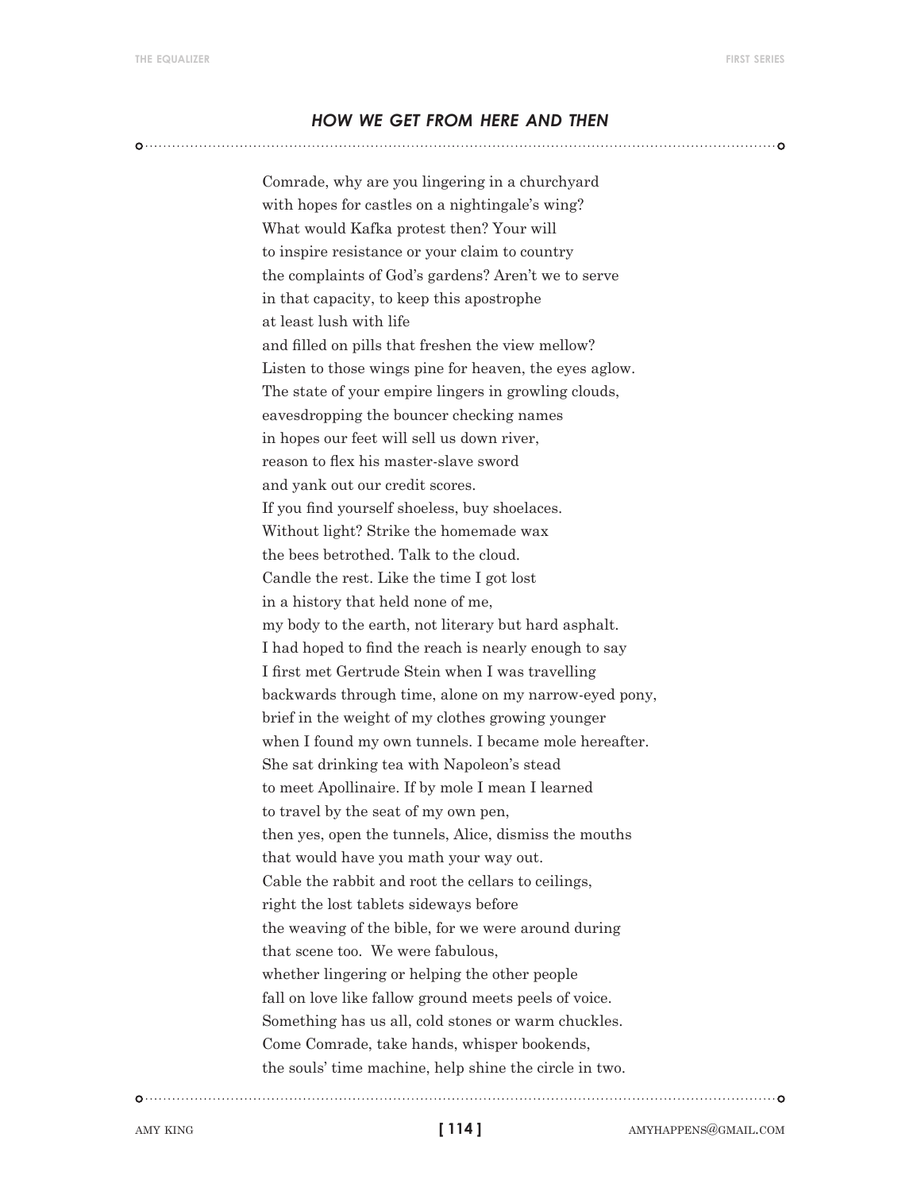## *HOW WE GET FROM HERE AND THEN*

Comrade, why are you lingering in a churchyard  
with hopes for castles on a nightingale's wing?  
What would Kafka protest then? Your will  
to inspire resistance or your claim to country  
the complaints of God's gardens? Aren't we to serve  
in that capacity, to keep this apostrophe  
at least lush with life  
and filled on pills that freshen the view mellow?  
Listen to those wings pine for heaven, the eyes aglow.  
The state of your empire lingers in growling clouds,  
eavesdropping the bouncer checking names  
in hopes our feet will sell us down river,  
reason to flex his master-slave sword  
and yank out our credit scores.  
If you find yourself shoeless, buy shoelaces.  
Without light? Strike the homemade wax  
the bees betrothed. Talk to the cloud.  
Candle the rest. Like the time I got lost  
in a history that held none of me,  
my body to the earth, not literary but hard asphalt.  
I had hoped to find the reach is nearly enough to say  
I first met Gertrude Stein when I was travelling  
backwards through time, alone on my narrow-eyed pony,  
brief in the weight of my clothes growing younger  
when I found my own tunnels. I became mole hereafter.  
She sat drinking tea with Napoleon's stead  
to meet Apollinaire. If by mole I mean I learned  
to travel by the seat of my own pen,  
then yes, open the tunnels, Alice, dismiss the mouths  
that would have you math your way out.  
Cable the rabbit and root the cellars to ceilings,  
right the lost tablets sideways before  
the weaving of the bible, for we were around during  
that scene too. We were fabulous,  
whether lingering or helping the other people  
fall on love like fallow ground meets peels of voice.  
Something has us all, cold stones or warm chuckles.  
Come Comrade, take hands, whisper bookends,  
the souls' time machine, help shine the circle in two.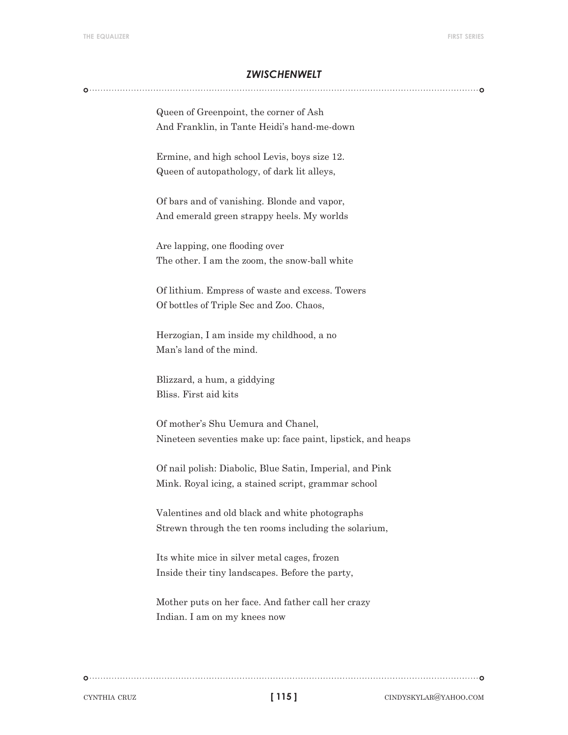## *ZWISCHENWELT*

Queen of Greenpoint, the corner of Ash  
And Franklin, in Tante Heidi's hand-me-down

Ermine, and high school Levis, boys size 12.  
Queen of autopathology, of dark lit alleys,

Of bars and of vanishing. Blonde and vapor,  
And emerald green strappy heels. My worlds

Are lapping, one flooding over  
The other. I am the zoom, the snow-ball white

Of lithium. Empress of waste and excess. Towers  
Of bottles of Triple Sec and Zoo. Chaos,

Herzogian, I am inside my childhood, a no  
Man's land of the mind.

Blizzard, a hum, a giddying  
Bliss. First aid kits

Of mother's Shu Uemura and Chanel,  
Nineteen seventies make up: face paint, lipstick, and heaps

Of nail polish: Diabolic, Blue Satin, Imperial, and Pink  
Mink. Royal icing, a stained script, grammar school

Valentines and old black and white photographs  
Strewn through the ten rooms including the solarium,

Its white mice in silver metal cages, frozen  
Inside their tiny landscapes. Before the party,

Mother puts on her face. And father call her crazy  
Indian. I am on my knees now

CYNTHIA CRUZ CINDYSKYLAR@YAHOO.COM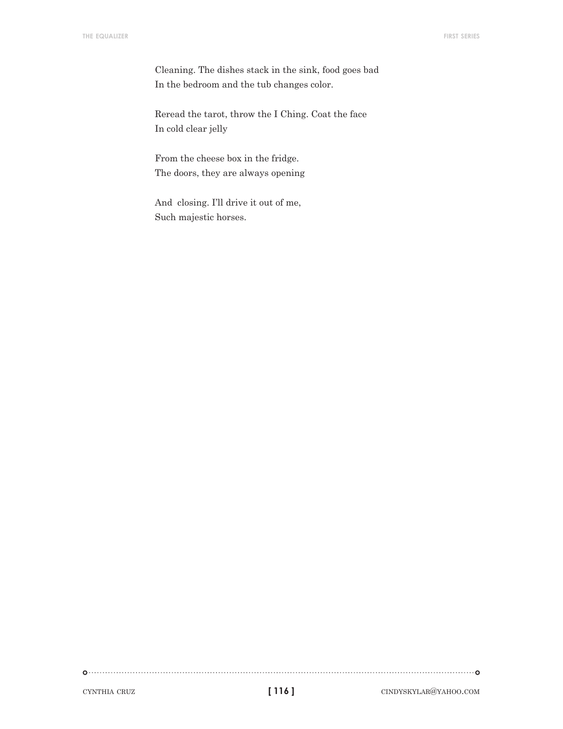Cleaning. The dishes stack in the sink, food goes bad
In the bedroom and the tub changes color.

Reread the tarot, throw the I Ching. Coat the face
In cold clear jelly

From the cheese box in the fridge.
The doors, they are always opening

And closing. I'll drive it out of me,
Such majestic horses.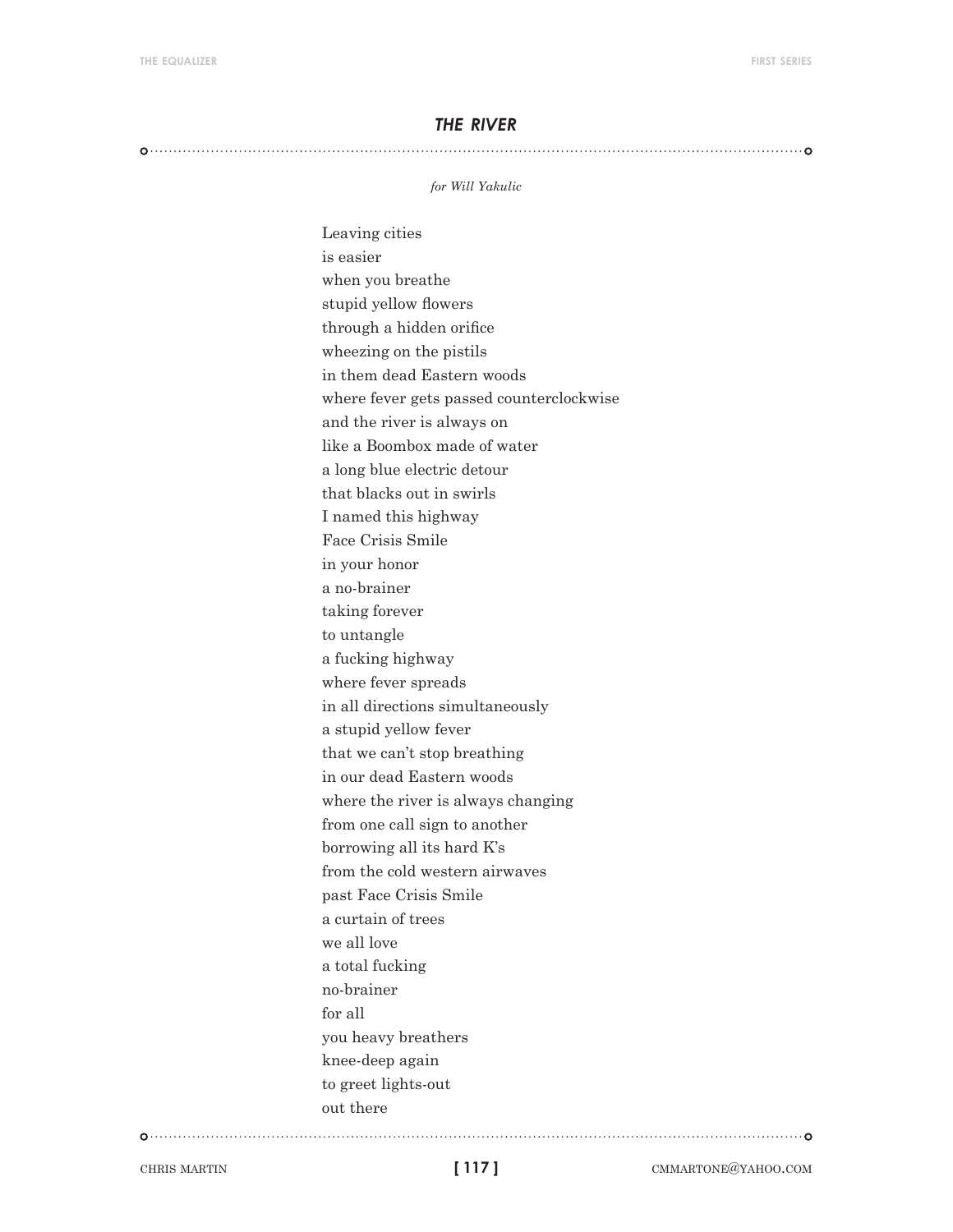## *THE RIVER*

*for Will Yakulic*

Leaving cities  
is easier  
when you breathe  
stupid yellow flowers  
through a hidden orifice  
wheezing on the pistils  
in them dead Eastern woods  
where fever gets passed counterclockwise  
and the river is always on  
like a Boombox made of water  
a long blue electric detour  
that blacks out in swirls  
I named this highway  
Face Crisis Smile  
in your honor  
a no-brainer  
taking forever  
to untangle  
a fucking highway  
where fever spreads  
in all directions simultaneously  
a stupid yellow fever  
that we can't stop breathing  
in our dead Eastern woods  
where the river is always changing  
from one call sign to another  
borrowing all its hard K's  
from the cold western airwaves  
past Face Crisis Smile  
a curtain of trees  
we all love  
a total fucking  
no-brainer  
for all  
you heavy breathers  
knee-deep again  
to greet lights-out  
out there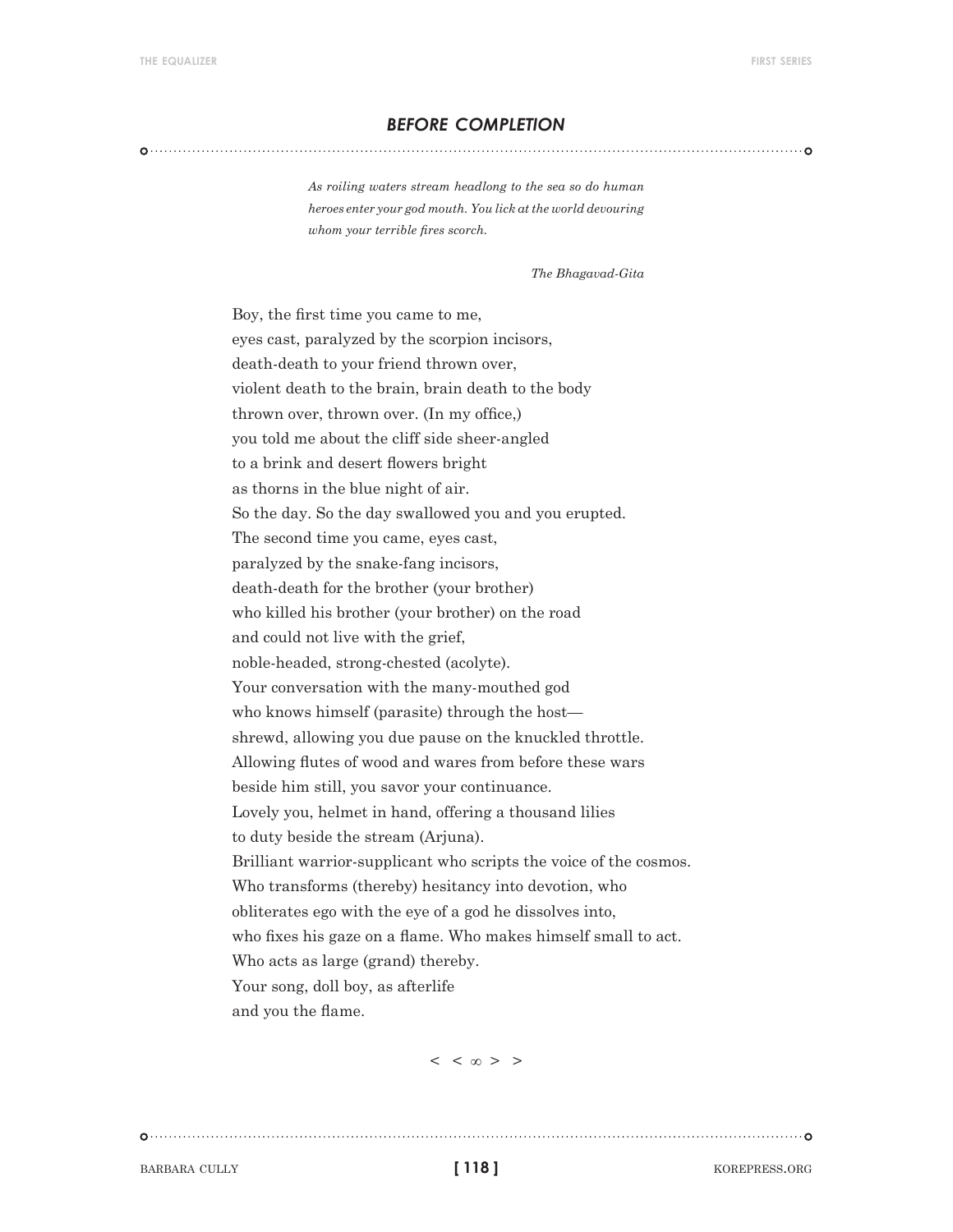## *BEFORE COMPLETION*

> *As roiling waters stream headlong to the sea so do human heroes enter your god mouth. You lick at the world devouring whom your terrible fires scorch.*
>
> *The Bhagavad-Gita*

Boy, the first time you came to me,
eyes cast, paralyzed by the scorpion incisors,
death-death to your friend thrown over,
violent death to the brain, brain death to the body
thrown over, thrown over. (In my office,)
you told me about the cliff side sheer-angled
to a brink and desert flowers bright
as thorns in the blue night of air.
So the day. So the day swallowed you and you erupted.
The second time you came, eyes cast,
paralyzed by the snake-fang incisors,
death-death for the brother (your brother)
who killed his brother (your brother) on the road
and could not live with the grief,
noble-headed, strong-chested (acolyte).
Your conversation with the many-mouthed god
who knows himself (parasite) through the host—
shrewd, allowing you due pause on the knuckled throttle.
Allowing flutes of wood and wares from before these wars
beside him still, you savor your continuance.
Lovely you, helmet in hand, offering a thousand lilies
to duty beside the stream (Arjuna).
Brilliant warrior-supplicant who scripts the voice of the cosmos.
Who transforms (thereby) hesitancy into devotion, who
obliterates ego with the eye of a god he dissolves into,
who fixes his gaze on a flame. Who makes himself small to act.
Who acts as large (grand) thereby.
Your song, doll boy, as afterlife
and you the flame.

< < ∞ > >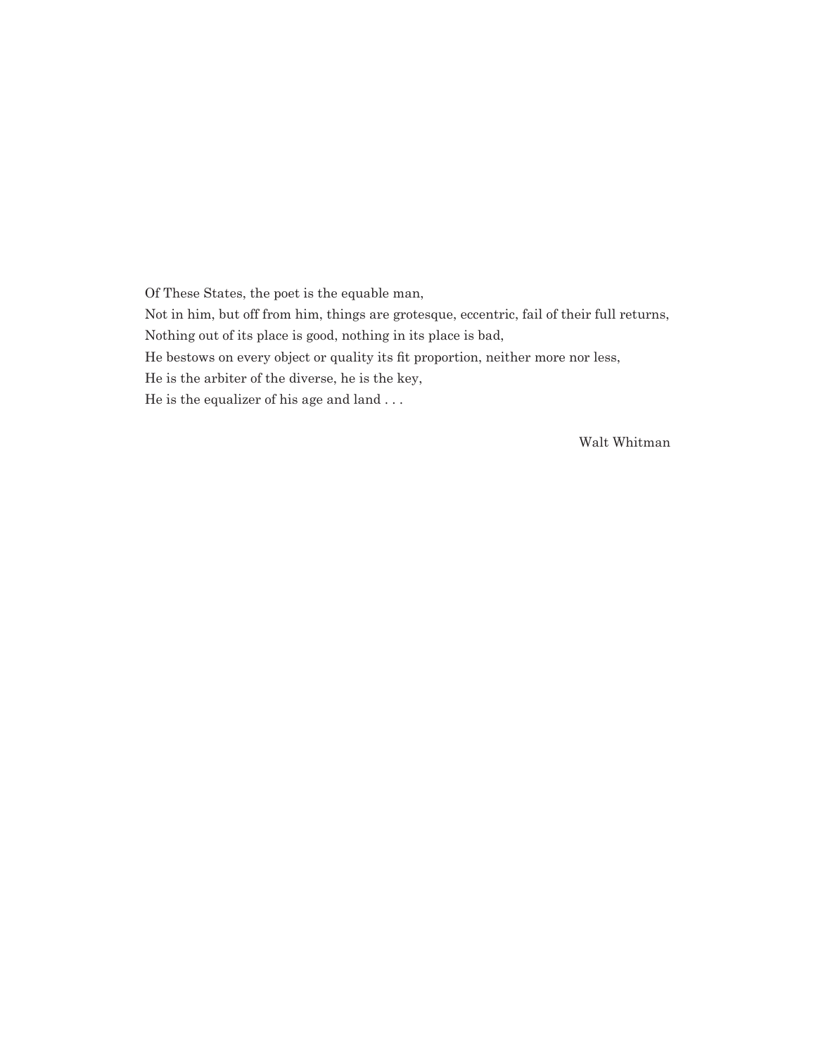Of These States, the poet is the equable man,
Not in him, but off from him, things are grotesque, eccentric, fail of their full returns,
Nothing out of its place is good, nothing in its place is bad,
He bestows on every object or quality its fit proportion, neither more nor less,
He is the arbiter of the diverse, he is the key,
He is the equalizer of his age and land . . .

Walt Whitman